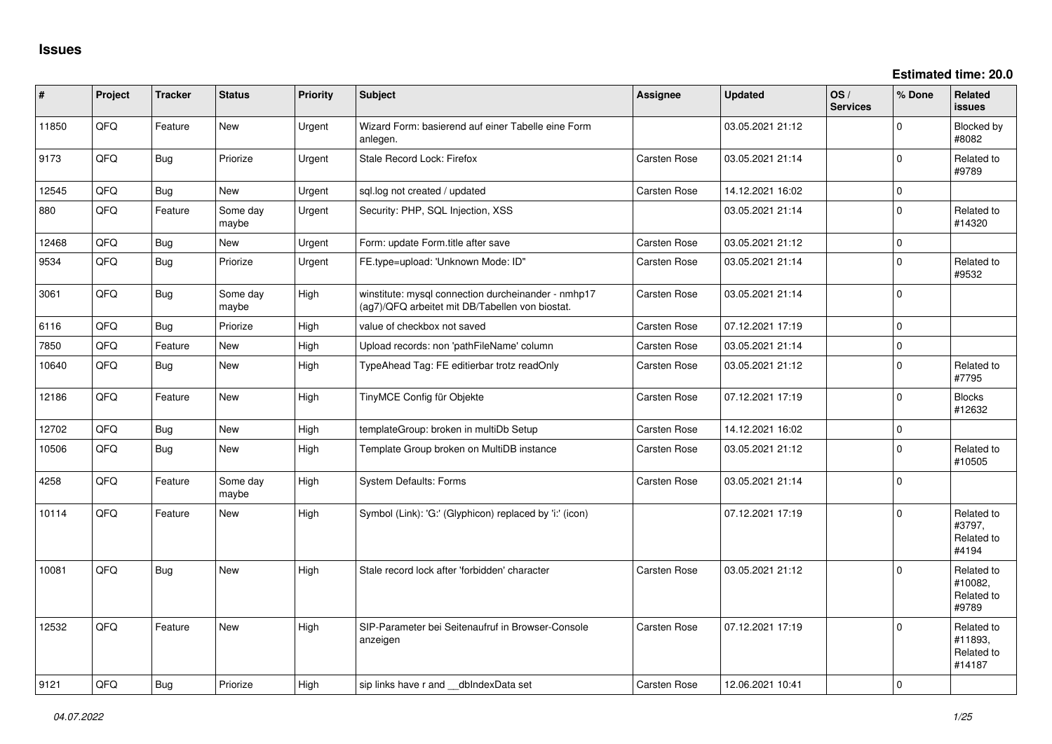# Issues

**Estimated time: 20.0**

| # | Project | Tracker | Status | Priority | Subject | Assignee | Updated | OS / Services | % Done | Related issues |
|---|---|---|---|---|---|---|---|---|---|---|
| 11850 | QFQ | Feature | New | Urgent | Wizard Form: basierend auf einer Tabelle eine Form anlegen. | | 03.05.2021 21:12 | | 0 | Blocked by #8082 |
| 9173 | QFQ | Bug | Priorize | Urgent | Stale Record Lock: Firefox | Carsten Rose | 03.05.2021 21:14 | | 0 | Related to #9789 |
| 12545 | QFQ | Bug | New | Urgent | sql.log not created / updated | Carsten Rose | 14.12.2021 16:02 | | 0 | |
| 880 | QFQ | Feature | Some day maybe | Urgent | Security: PHP, SQL Injection, XSS | | 03.05.2021 21:14 | | 0 | Related to #14320 |
| 12468 | QFQ | Bug | New | Urgent | Form: update Form.title after save | Carsten Rose | 03.05.2021 21:12 | | 0 | |
| 9534 | QFQ | Bug | Priorize | Urgent | FE.type=upload: 'Unknown Mode: ID" | Carsten Rose | 03.05.2021 21:14 | | 0 | Related to #9532 |
| 3061 | QFQ | Bug | Some day maybe | High | winstitute: mysql connection durcheinander - nmhp17 (ag7)/QFQ arbeitet mit DB/Tabellen von biostat. | Carsten Rose | 03.05.2021 21:14 | | 0 | |
| 6116 | QFQ | Bug | Priorize | High | value of checkbox not saved | Carsten Rose | 07.12.2021 17:19 | | 0 | |
| 7850 | QFQ | Feature | New | High | Upload records: non 'pathFileName' column | Carsten Rose | 03.05.2021 21:14 | | 0 | |
| 10640 | QFQ | Bug | New | High | TypeAhead Tag: FE editierbar trotz readOnly | Carsten Rose | 03.05.2021 21:12 | | 0 | Related to #7795 |
| 12186 | QFQ | Feature | New | High | TinyMCE Config für Objekte | Carsten Rose | 07.12.2021 17:19 | | 0 | Blocks #12632 |
| 12702 | QFQ | Bug | New | High | templateGroup: broken in multiDb Setup | Carsten Rose | 14.12.2021 16:02 | | 0 | |
| 10506 | QFQ | Bug | New | High | Template Group broken on MultiDB instance | Carsten Rose | 03.05.2021 21:12 | | 0 | Related to #10505 |
| 4258 | QFQ | Feature | Some day maybe | High | System Defaults: Forms | Carsten Rose | 03.05.2021 21:14 | | 0 | |
| 10114 | QFQ | Feature | New | High | Symbol (Link): 'G:' (Glyphicon) replaced by 'i:' (icon) | | 07.12.2021 17:19 | | 0 | Related to #3797, Related to #4194 |
| 10081 | QFQ | Bug | New | High | Stale record lock after 'forbidden' character | Carsten Rose | 03.05.2021 21:12 | | 0 | Related to #10082, Related to #9789 |
| 12532 | QFQ | Feature | New | High | SIP-Parameter bei Seitenaufruf in Browser-Console anzeigen | Carsten Rose | 07.12.2021 17:19 | | 0 | Related to #11893, Related to #14187 |
| 9121 | QFQ | Bug | Priorize | High | sip links have r and __dbIndexData set | Carsten Rose | 12.06.2021 10:41 | | 0 | |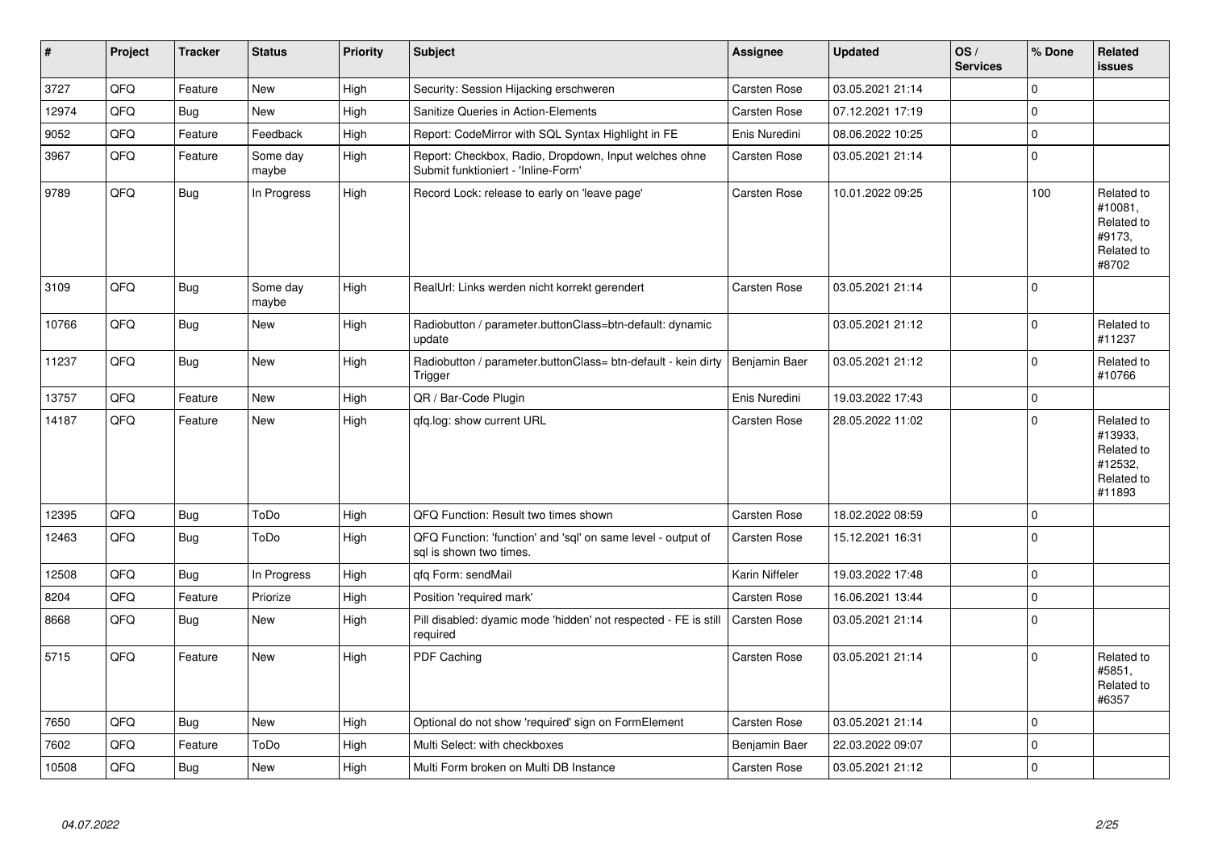| # | Project | Tracker | Status | Priority | Subject | Assignee | Updated | OS / Services | % Done | Related issues |
|---|---|---|---|---|---|---|---|---|---|---|
| 3727 | QFQ | Feature | New | High | Security: Session Hijacking erschweren | Carsten Rose | 03.05.2021 21:14 | | 0 | |
| 12974 | QFQ | Bug | New | High | Sanitize Queries in Action-Elements | Carsten Rose | 07.12.2021 17:19 | | 0 | |
| 9052 | QFQ | Feature | Feedback | High | Report: CodeMirror with SQL Syntax Highlight in FE | Enis Nuredini | 08.06.2022 10:25 | | 0 | |
| 3967 | QFQ | Feature | Some day maybe | High | Report: Checkbox, Radio, Dropdown, Input welches ohne Submit funktioniert - 'Inline-Form' | Carsten Rose | 03.05.2021 21:14 | | 0 | |
| 9789 | QFQ | Bug | In Progress | High | Record Lock: release to early on 'leave page' | Carsten Rose | 10.01.2022 09:25 | | 100 | Related to #10081, Related to #9173, Related to #8702 |
| 3109 | QFQ | Bug | Some day maybe | High | RealUrl: Links werden nicht korrekt gerendert | Carsten Rose | 03.05.2021 21:14 | | 0 | |
| 10766 | QFQ | Bug | New | High | Radiobutton / parameter.buttonClass=btn-default: dynamic update | | 03.05.2021 21:12 | | 0 | Related to #11237 |
| 11237 | QFQ | Bug | New | High | Radiobutton / parameter.buttonClass= btn-default - kein dirty Trigger | Benjamin Baer | 03.05.2021 21:12 | | 0 | Related to #10766 |
| 13757 | QFQ | Feature | New | High | QR / Bar-Code Plugin | Enis Nuredini | 19.03.2022 17:43 | | 0 | |
| 14187 | QFQ | Feature | New | High | qfq.log: show current URL | Carsten Rose | 28.05.2022 11:02 | | 0 | Related to #13933, Related to #12532, Related to #11893 |
| 12395 | QFQ | Bug | ToDo | High | QFQ Function: Result two times shown | Carsten Rose | 18.02.2022 08:59 | | 0 | |
| 12463 | QFQ | Bug | ToDo | High | QFQ Function: 'function' and 'sql' on same level - output of sql is shown two times. | Carsten Rose | 15.12.2021 16:31 | | 0 | |
| 12508 | QFQ | Bug | In Progress | High | qfq Form: sendMail | Karin Niffeler | 19.03.2022 17:48 | | 0 | |
| 8204 | QFQ | Feature | Priorize | High | Position 'required mark' | Carsten Rose | 16.06.2021 13:44 | | 0 | |
| 8668 | QFQ | Bug | New | High | Pill disabled: dyamic mode 'hidden' not respected - FE is still required | Carsten Rose | 03.05.2021 21:14 | | 0 | |
| 5715 | QFQ | Feature | New | High | PDF Caching | Carsten Rose | 03.05.2021 21:14 | | 0 | Related to #5851, Related to #6357 |
| 7650 | QFQ | Bug | New | High | Optional do not show 'required' sign on FormElement | Carsten Rose | 03.05.2021 21:14 | | 0 | |
| 7602 | QFQ | Feature | ToDo | High | Multi Select: with checkboxes | Benjamin Baer | 22.03.2022 09:07 | | 0 | |
| 10508 | QFQ | Bug | New | High | Multi Form broken on Multi DB Instance | Carsten Rose | 03.05.2021 21:12 | | 0 | |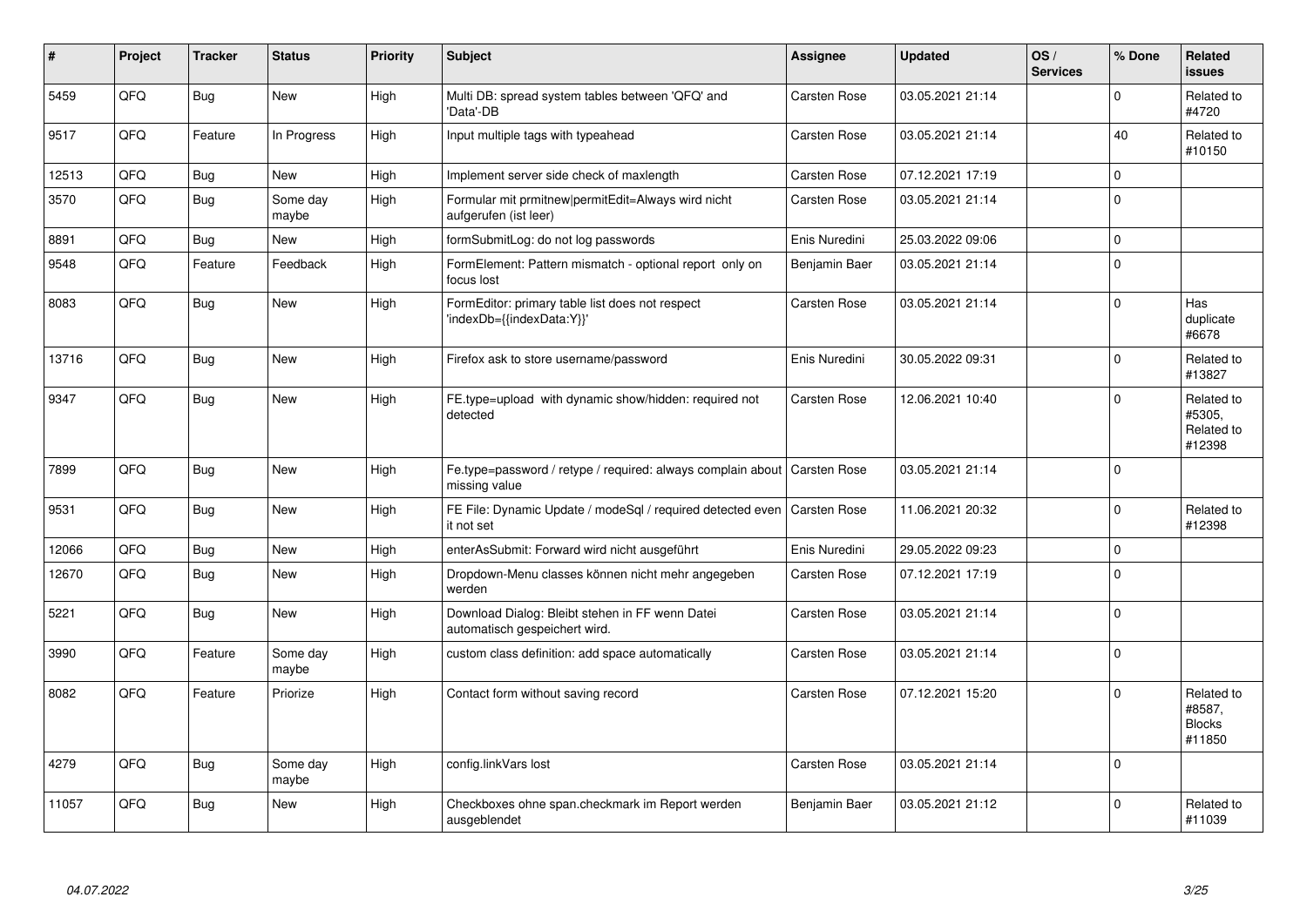| # | Project | Tracker | Status | Priority | Subject | Assignee | Updated | OS / Services | % Done | Related issues |
|---|---|---|---|---|---|---|---|---|---|---|
| 5459 | QFQ | Bug | New | High | Multi DB: spread system tables between 'QFQ' and 'Data'-DB | Carsten Rose | 03.05.2021 21:14 | | 0 | Related to #4720 |
| 9517 | QFQ | Feature | In Progress | High | Input multiple tags with typeahead | Carsten Rose | 03.05.2021 21:14 | | 40 | Related to #10150 |
| 12513 | QFQ | Bug | New | High | Implement server side check of maxlength | Carsten Rose | 07.12.2021 17:19 | | 0 | |
| 3570 | QFQ | Bug | Some day maybe | High | Formular mit prmitnew\|permitEdit=Always wird nicht aufgerufen (ist leer) | Carsten Rose | 03.05.2021 21:14 | | 0 | |
| 8891 | QFQ | Bug | New | High | formSubmitLog: do not log passwords | Enis Nuredini | 25.03.2022 09:06 | | 0 | |
| 9548 | QFQ | Feature | Feedback | High | FormElement: Pattern mismatch - optional report only on focus lost | Benjamin Baer | 03.05.2021 21:14 | | 0 | |
| 8083 | QFQ | Bug | New | High | FormEditor: primary table list does not respect 'indexDb={{indexData:Y}}' | Carsten Rose | 03.05.2021 21:14 | | 0 | Has duplicate #6678 |
| 13716 | QFQ | Bug | New | High | Firefox ask to store username/password | Enis Nuredini | 30.05.2022 09:31 | | 0 | Related to #13827 |
| 9347 | QFQ | Bug | New | High | FE.type=upload with dynamic show/hidden: required not detected | Carsten Rose | 12.06.2021 10:40 | | 0 | Related to #5305, Related to #12398 |
| 7899 | QFQ | Bug | New | High | Fe.type=password / retype / required: always complain about missing value | Carsten Rose | 03.05.2021 21:14 | | 0 | |
| 9531 | QFQ | Bug | New | High | FE File: Dynamic Update / modeSql / required detected even it not set | Carsten Rose | 11.06.2021 20:32 | | 0 | Related to #12398 |
| 12066 | QFQ | Bug | New | High | enterAsSubmit: Forward wird nicht ausgeführt | Enis Nuredini | 29.05.2022 09:23 | | 0 | |
| 12670 | QFQ | Bug | New | High | Dropdown-Menu classes können nicht mehr angegeben werden | Carsten Rose | 07.12.2021 17:19 | | 0 | |
| 5221 | QFQ | Bug | New | High | Download Dialog: Bleibt stehen in FF wenn Datei automatisch gespeichert wird. | Carsten Rose | 03.05.2021 21:14 | | 0 | |
| 3990 | QFQ | Feature | Some day maybe | High | custom class definition: add space automatically | Carsten Rose | 03.05.2021 21:14 | | 0 | |
| 8082 | QFQ | Feature | Priorize | High | Contact form without saving record | Carsten Rose | 07.12.2021 15:20 | | 0 | Related to #8587, Blocks #11850 |
| 4279 | QFQ | Bug | Some day maybe | High | config.linkVars lost | Carsten Rose | 03.05.2021 21:14 | | 0 | |
| 11057 | QFQ | Bug | New | High | Checkboxes ohne span.checkmark im Report werden ausgeblendet | Benjamin Baer | 03.05.2021 21:12 | | 0 | Related to #11039 |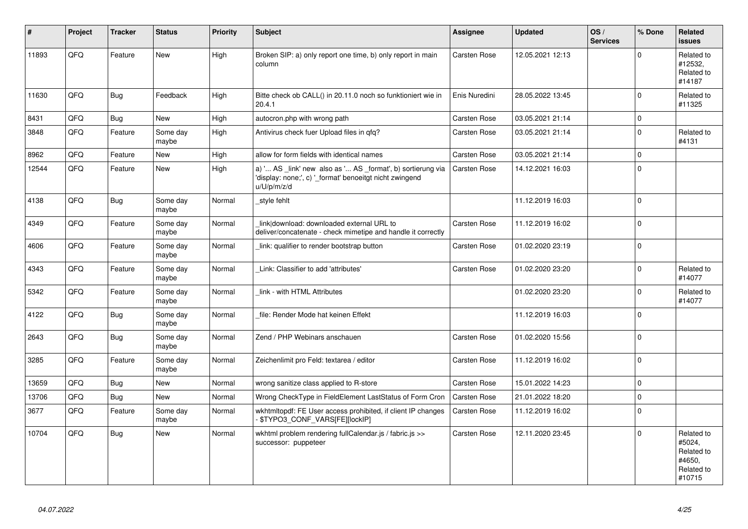| # | Project | Tracker | Status | Priority | Subject | Assignee | Updated | OS / Services | % Done | Related issues |
|---|---|---|---|---|---|---|---|---|---|---|
| 11893 | QFQ | Feature | New | High | Broken SIP: a) only report one time, b) only report in main column | Carsten Rose | 12.05.2021 12:13 | | 0 | Related to #12532, Related to #14187 |
| 11630 | QFQ | Bug | Feedback | High | Bitte check ob CALL() in 20.11.0 noch so funktioniert wie in 20.4.1 | Enis Nuredini | 28.05.2022 13:45 | | 0 | Related to #11325 |
| 8431 | QFQ | Bug | New | High | autocron.php with wrong path | Carsten Rose | 03.05.2021 21:14 | | 0 | |
| 3848 | QFQ | Feature | Some day maybe | High | Antivirus check fuer Upload files in qfq? | Carsten Rose | 03.05.2021 21:14 | | 0 | Related to #4131 |
| 8962 | QFQ | Feature | New | High | allow for form fields with identical names | Carsten Rose | 03.05.2021 21:14 | | 0 | |
| 12544 | QFQ | Feature | New | High | a) '... AS _link' new also as '... AS _format', b) sortierung via 'display: none;', c) '_format' benoeitgt nicht zwingend u/U/p/m/z/d | Carsten Rose | 14.12.2021 16:03 | | 0 | |
| 4138 | QFQ | Bug | Some day maybe | Normal | _style fehlt | | 11.12.2019 16:03 | | 0 | |
| 4349 | QFQ | Feature | Some day maybe | Normal | _link\|download: downloaded external URL to deliver/concatenate - check mimetipe and handle it correctly | Carsten Rose | 11.12.2019 16:02 | | 0 | |
| 4606 | QFQ | Feature | Some day maybe | Normal | _link: qualifier to render bootstrap button | Carsten Rose | 01.02.2020 23:19 | | 0 | |
| 4343 | QFQ | Feature | Some day maybe | Normal | _Link: Classifier to add 'attributes' | Carsten Rose | 01.02.2020 23:20 | | 0 | Related to #14077 |
| 5342 | QFQ | Feature | Some day maybe | Normal | _link - with HTML Attributes | | 01.02.2020 23:20 | | 0 | Related to #14077 |
| 4122 | QFQ | Bug | Some day maybe | Normal | _file: Render Mode hat keinen Effekt | | 11.12.2019 16:03 | | 0 | |
| 2643 | QFQ | Bug | Some day maybe | Normal | Zend / PHP Webinars anschauen | Carsten Rose | 01.02.2020 15:56 | | 0 | |
| 3285 | QFQ | Feature | Some day maybe | Normal | Zeichenlimit pro Feld: textarea / editor | Carsten Rose | 11.12.2019 16:02 | | 0 | |
| 13659 | QFQ | Bug | New | Normal | wrong sanitize class applied to R-store | Carsten Rose | 15.01.2022 14:23 | | 0 | |
| 13706 | QFQ | Bug | New | Normal | Wrong CheckType in FieldElement LastStatus of Form Cron | Carsten Rose | 21.01.2022 18:20 | | 0 | |
| 3677 | QFQ | Feature | Some day maybe | Normal | wkhtmltopdf: FE User access prohibited, if client IP changes - $TYPO3_CONF_VARS[FE][lockIP] | Carsten Rose | 11.12.2019 16:02 | | 0 | |
| 10704 | QFQ | Bug | New | Normal | wkhtml problem rendering fullCalendar.js / fabric.js >> successor: puppeteer | Carsten Rose | 12.11.2020 23:45 | | 0 | Related to #5024, Related to #4650, Related to #10715 |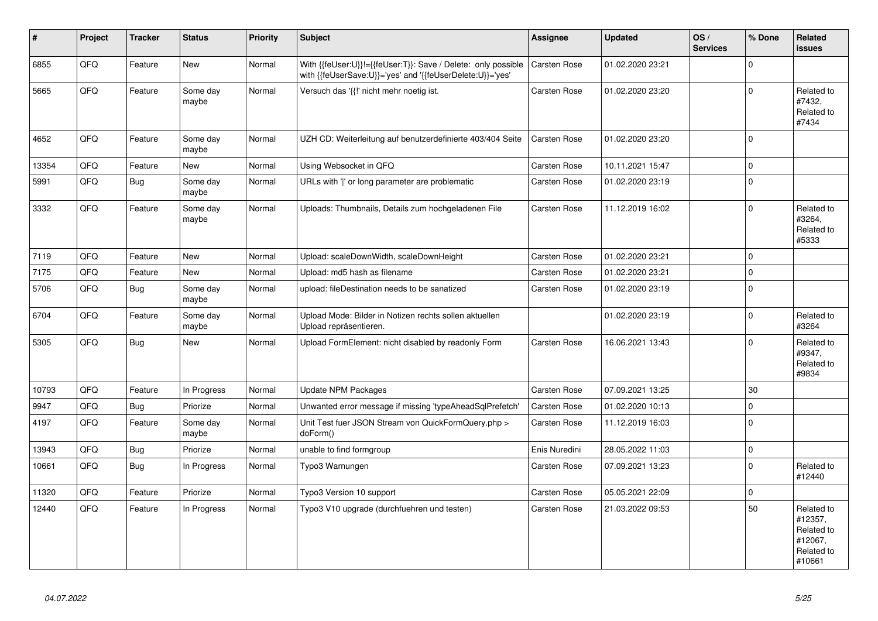| # | Project | Tracker | Status | Priority | Subject | Assignee | Updated | OS / Services | % Done | Related issues |
|---|---|---|---|---|---|---|---|---|---|---|
| 6855 | QFQ | Feature | New | Normal | With {{feUser:U}}!={{feUser:T}}: Save / Delete: only possible with {{feUserSave:U}}='yes' and '{{feUserDelete:U}}='yes' | Carsten Rose | 01.02.2020 23:21 | | 0 | |
| 5665 | QFQ | Feature | Some day maybe | Normal | Versuch das '{{!' nicht mehr noetig ist. | Carsten Rose | 01.02.2020 23:20 | | 0 | Related to #7432, Related to #7434 |
| 4652 | QFQ | Feature | Some day maybe | Normal | UZH CD: Weiterleitung auf benutzerdefinierte 403/404 Seite | Carsten Rose | 01.02.2020 23:20 | | 0 | |
| 13354 | QFQ | Feature | New | Normal | Using Websocket in QFQ | Carsten Rose | 10.11.2021 15:47 | | 0 | |
| 5991 | QFQ | Bug | Some day maybe | Normal | URLs with '\|' or long parameter are problematic | Carsten Rose | 01.02.2020 23:19 | | 0 | |
| 3332 | QFQ | Feature | Some day maybe | Normal | Uploads: Thumbnails, Details zum hochgeladenen File | Carsten Rose | 11.12.2019 16:02 | | 0 | Related to #3264, Related to #5333 |
| 7119 | QFQ | Feature | New | Normal | Upload: scaleDownWidth, scaleDownHeight | Carsten Rose | 01.02.2020 23:21 | | 0 | |
| 7175 | QFQ | Feature | New | Normal | Upload: md5 hash as filename | Carsten Rose | 01.02.2020 23:21 | | 0 | |
| 5706 | QFQ | Bug | Some day maybe | Normal | upload: fileDestination needs to be sanatized | Carsten Rose | 01.02.2020 23:19 | | 0 | |
| 6704 | QFQ | Feature | Some day maybe | Normal | Upload Mode: Bilder in Notizen rechts sollen aktuellen Upload repräsentieren. | | 01.02.2020 23:19 | | 0 | Related to #3264 |
| 5305 | QFQ | Bug | New | Normal | Upload FormElement: nicht disabled by readonly Form | Carsten Rose | 16.06.2021 13:43 | | 0 | Related to #9347, Related to #9834 |
| 10793 | QFQ | Feature | In Progress | Normal | Update NPM Packages | Carsten Rose | 07.09.2021 13:25 | | 30 | |
| 9947 | QFQ | Bug | Priorize | Normal | Unwanted error message if missing 'typeAheadSqlPrefetch' | Carsten Rose | 01.02.2020 10:13 | | 0 | |
| 4197 | QFQ | Feature | Some day maybe | Normal | Unit Test fuer JSON Stream von QuickFormQuery.php > doForm() | Carsten Rose | 11.12.2019 16:03 | | 0 | |
| 13943 | QFQ | Bug | Priorize | Normal | unable to find formgroup | Enis Nuredini | 28.05.2022 11:03 | | 0 | |
| 10661 | QFQ | Bug | In Progress | Normal | Typo3 Warnungen | Carsten Rose | 07.09.2021 13:23 | | 0 | Related to #12440 |
| 11320 | QFQ | Feature | Priorize | Normal | Typo3 Version 10 support | Carsten Rose | 05.05.2021 22:09 | | 0 | |
| 12440 | QFQ | Feature | In Progress | Normal | Typo3 V10 upgrade (durchfuehren und testen) | Carsten Rose | 21.03.2022 09:53 | | 50 | Related to #12357, Related to #12067, Related to #10661 |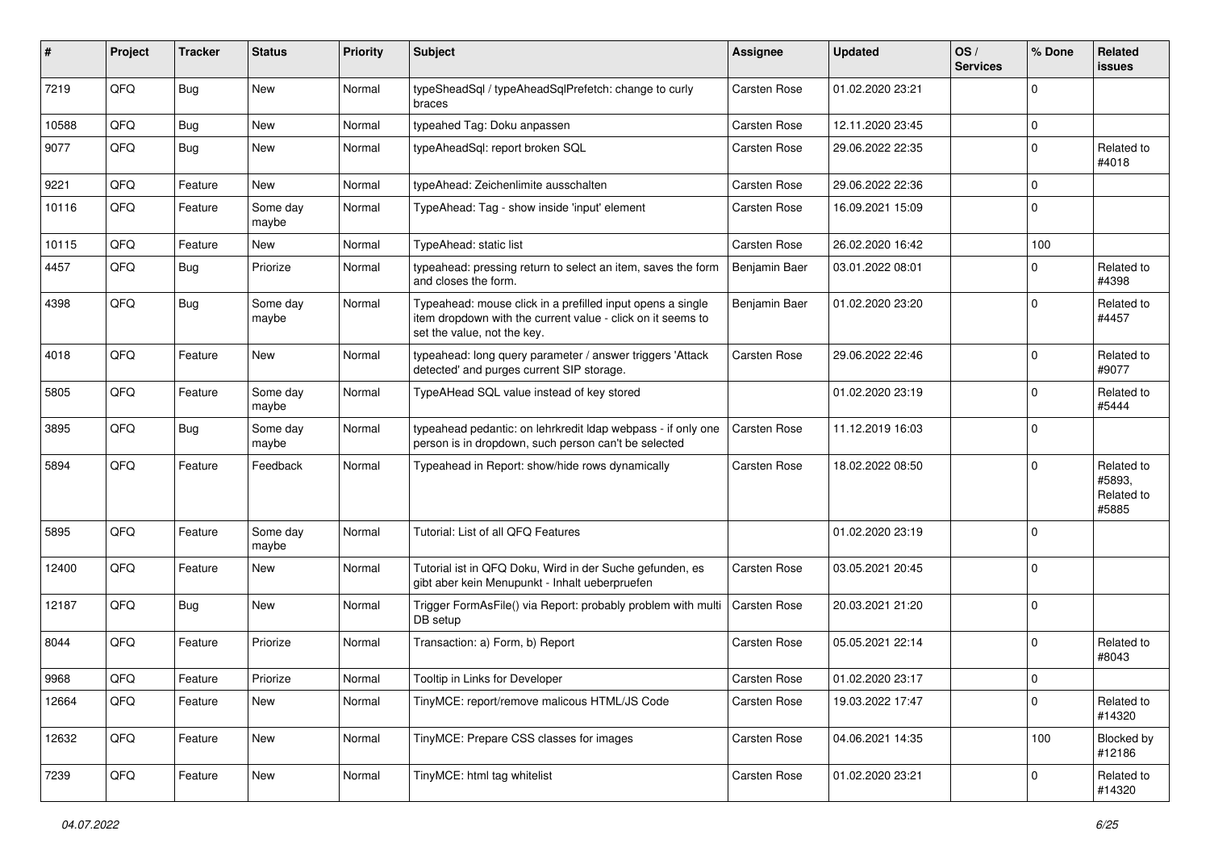| # | Project | Tracker | Status | Priority | Subject | Assignee | Updated | OS / Services | % Done | Related issues |
|---|---|---|---|---|---|---|---|---|---|---|
| 7219 | QFQ | Bug | New | Normal | typeSheadSql / typeAheadSqlPrefetch: change to curly braces | Carsten Rose | 01.02.2020 23:21 | | 0 | |
| 10588 | QFQ | Bug | New | Normal | typeahed Tag: Doku anpassen | Carsten Rose | 12.11.2020 23:45 | | 0 | |
| 9077 | QFQ | Bug | New | Normal | typeAheadSql: report broken SQL | Carsten Rose | 29.06.2022 22:35 | | 0 | Related to #4018 |
| 9221 | QFQ | Feature | New | Normal | typeAhead: Zeichenlimite ausschalten | Carsten Rose | 29.06.2022 22:36 | | 0 | |
| 10116 | QFQ | Feature | Some day maybe | Normal | TypeAhead: Tag - show inside 'input' element | Carsten Rose | 16.09.2021 15:09 | | 0 | |
| 10115 | QFQ | Feature | New | Normal | TypeAhead: static list | Carsten Rose | 26.02.2020 16:42 | | 100 | |
| 4457 | QFQ | Bug | Priorize | Normal | typeahead: pressing return to select an item, saves the form and closes the form. | Benjamin Baer | 03.01.2022 08:01 | | 0 | Related to #4398 |
| 4398 | QFQ | Bug | Some day maybe | Normal | Typeahead: mouse click in a prefilled input opens a single item dropdown with the current value - click on it seems to set the value, not the key. | Benjamin Baer | 01.02.2020 23:20 | | 0 | Related to #4457 |
| 4018 | QFQ | Feature | New | Normal | typeahead: long query parameter / answer triggers 'Attack detected' and purges current SIP storage. | Carsten Rose | 29.06.2022 22:46 | | 0 | Related to #9077 |
| 5805 | QFQ | Feature | Some day maybe | Normal | TypeAHead SQL value instead of key stored | | 01.02.2020 23:19 | | 0 | Related to #5444 |
| 3895 | QFQ | Bug | Some day maybe | Normal | typeahead pedantic: on lehrkredit ldap webpass - if only one person is in dropdown, such person can't be selected | Carsten Rose | 11.12.2019 16:03 | | 0 | |
| 5894 | QFQ | Feature | Feedback | Normal | Typeahead in Report: show/hide rows dynamically | Carsten Rose | 18.02.2022 08:50 | | 0 | Related to #5893, Related to #5885 |
| 5895 | QFQ | Feature | Some day maybe | Normal | Tutorial: List of all QFQ Features | | 01.02.2020 23:19 | | 0 | |
| 12400 | QFQ | Feature | New | Normal | Tutorial ist in QFQ Doku, Wird in der Suche gefunden, es gibt aber kein Menupunkt - Inhalt ueberpruefen | Carsten Rose | 03.05.2021 20:45 | | 0 | |
| 12187 | QFQ | Bug | New | Normal | Trigger FormAsFile() via Report: probably problem with multi DB setup | Carsten Rose | 20.03.2021 21:20 | | 0 | |
| 8044 | QFQ | Feature | Priorize | Normal | Transaction: a) Form, b) Report | Carsten Rose | 05.05.2021 22:14 | | 0 | Related to #8043 |
| 9968 | QFQ | Feature | Priorize | Normal | Tooltip in Links for Developer | Carsten Rose | 01.02.2020 23:17 | | 0 | |
| 12664 | QFQ | Feature | New | Normal | TinyMCE: report/remove malicous HTML/JS Code | Carsten Rose | 19.03.2022 17:47 | | 0 | Related to #14320 |
| 12632 | QFQ | Feature | New | Normal | TinyMCE: Prepare CSS classes for images | Carsten Rose | 04.06.2021 14:35 | | 100 | Blocked by #12186 |
| 7239 | QFQ | Feature | New | Normal | TinyMCE: html tag whitelist | Carsten Rose | 01.02.2020 23:21 | | 0 | Related to #14320 |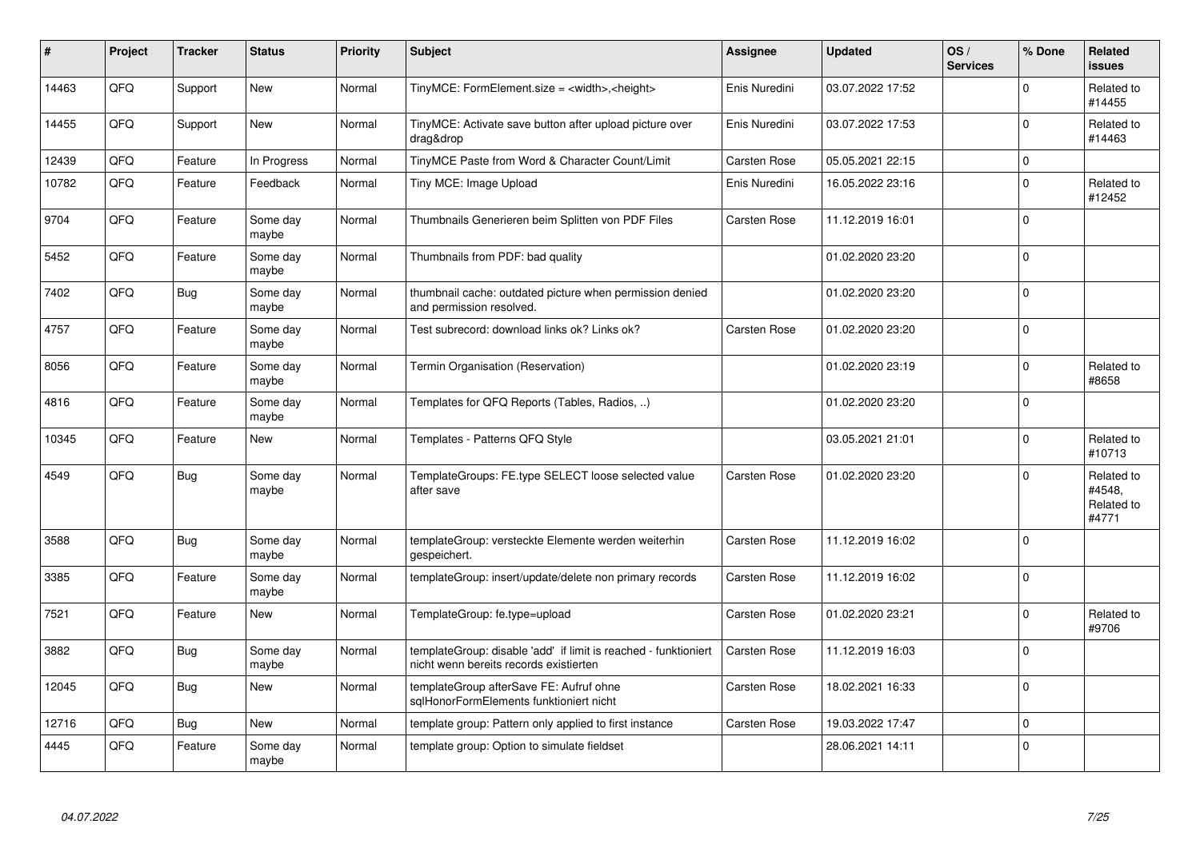| # | Project | Tracker | Status | Priority | Subject | Assignee | Updated | OS / Services | % Done | Related issues |
|---|---|---|---|---|---|---|---|---|---|---|
| 14463 | QFQ | Support | New | Normal | TinyMCE: FormElement.size = <width>,<height> | Enis Nuredini | 03.07.2022 17:52 | | 0 | Related to #14455 |
| 14455 | QFQ | Support | New | Normal | TinyMCE: Activate save button after upload picture over drag&drop | Enis Nuredini | 03.07.2022 17:53 | | 0 | Related to #14463 |
| 12439 | QFQ | Feature | In Progress | Normal | TinyMCE Paste from Word & Character Count/Limit | Carsten Rose | 05.05.2021 22:15 | | 0 | |
| 10782 | QFQ | Feature | Feedback | Normal | Tiny MCE: Image Upload | Enis Nuredini | 16.05.2022 23:16 | | 0 | Related to #12452 |
| 9704 | QFQ | Feature | Some day maybe | Normal | Thumbnails Generieren beim Splitten von PDF Files | Carsten Rose | 11.12.2019 16:01 | | 0 | |
| 5452 | QFQ | Feature | Some day maybe | Normal | Thumbnails from PDF: bad quality | | 01.02.2020 23:20 | | 0 | |
| 7402 | QFQ | Bug | Some day maybe | Normal | thumbnail cache: outdated picture when permission denied and permission resolved. | | 01.02.2020 23:20 | | 0 | |
| 4757 | QFQ | Feature | Some day maybe | Normal | Test subrecord: download links ok? Links ok? | Carsten Rose | 01.02.2020 23:20 | | 0 | |
| 8056 | QFQ | Feature | Some day maybe | Normal | Termin Organisation (Reservation) | | 01.02.2020 23:19 | | 0 | Related to #8658 |
| 4816 | QFQ | Feature | Some day maybe | Normal | Templates for QFQ Reports (Tables, Radios, ..) | | 01.02.2020 23:20 | | 0 | |
| 10345 | QFQ | Feature | New | Normal | Templates - Patterns QFQ Style | | 03.05.2021 21:01 | | 0 | Related to #10713 |
| 4549 | QFQ | Bug | Some day maybe | Normal | TemplateGroups: FE.type SELECT loose selected value after save | Carsten Rose | 01.02.2020 23:20 | | 0 | Related to #4548, Related to #4771 |
| 3588 | QFQ | Bug | Some day maybe | Normal | templateGroup: versteckte Elemente werden weiterhin gespeichert. | Carsten Rose | 11.12.2019 16:02 | | 0 | |
| 3385 | QFQ | Feature | Some day maybe | Normal | templateGroup: insert/update/delete non primary records | Carsten Rose | 11.12.2019 16:02 | | 0 | |
| 7521 | QFQ | Feature | New | Normal | TemplateGroup: fe.type=upload | Carsten Rose | 01.02.2020 23:21 | | 0 | Related to #9706 |
| 3882 | QFQ | Bug | Some day maybe | Normal | templateGroup: disable 'add' if limit is reached - funktioniert nicht wenn bereits records existierten | Carsten Rose | 11.12.2019 16:03 | | 0 | |
| 12045 | QFQ | Bug | New | Normal | templateGroup afterSave FE: Aufruf ohne sqlHonorFormElements funktioniert nicht | Carsten Rose | 18.02.2021 16:33 | | 0 | |
| 12716 | QFQ | Bug | New | Normal | template group: Pattern only applied to first instance | Carsten Rose | 19.03.2022 17:47 | | 0 | |
| 4445 | QFQ | Feature | Some day maybe | Normal | template group: Option to simulate fieldset | | 28.06.2021 14:11 | | 0 | |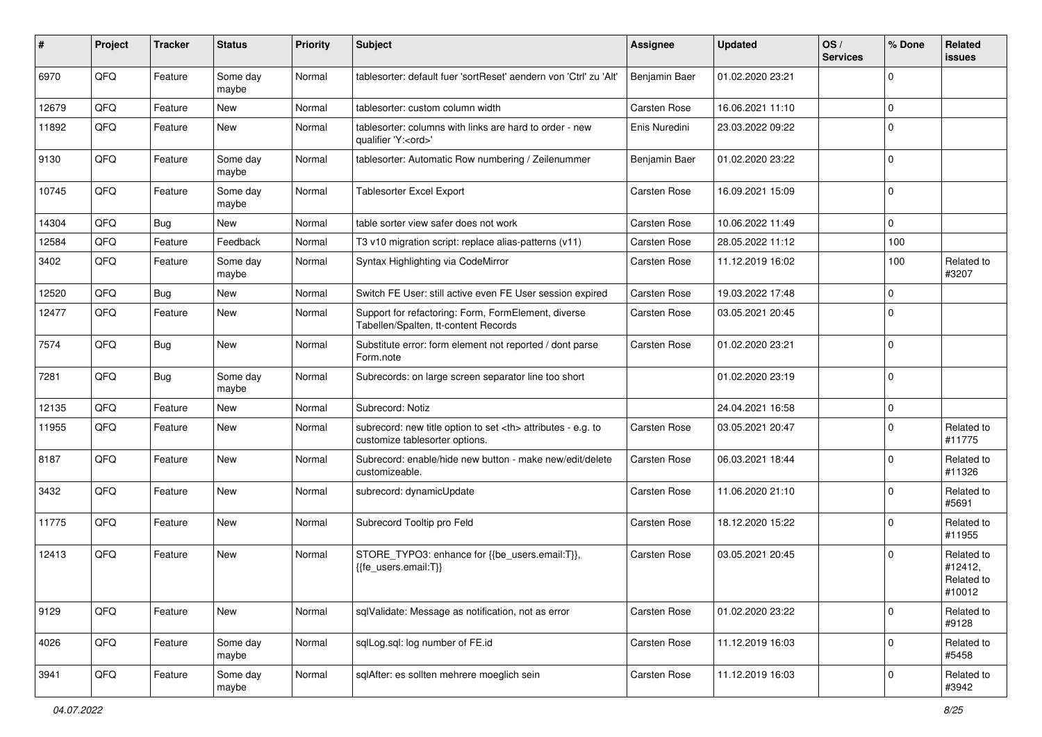| # | Project | Tracker | Status | Priority | Subject | Assignee | Updated | OS / Services | % Done | Related issues |
|---|---|---|---|---|---|---|---|---|---|---|
| 6970 | QFQ | Feature | Some day maybe | Normal | tablesorter: default fuer 'sortReset' aendern von 'Ctrl' zu 'Alt' | Benjamin Baer | 01.02.2020 23:21 | | 0 | |
| 12679 | QFQ | Feature | New | Normal | tablesorter: custom column width | Carsten Rose | 16.06.2021 11:10 | | 0 | |
| 11892 | QFQ | Feature | New | Normal | tablesorter: columns with links are hard to order - new qualifier 'Y:<ord>' | Enis Nuredini | 23.03.2022 09:22 | | 0 | |
| 9130 | QFQ | Feature | Some day maybe | Normal | tablesorter: Automatic Row numbering / Zeilenummer | Benjamin Baer | 01.02.2020 23:22 | | 0 | |
| 10745 | QFQ | Feature | Some day maybe | Normal | Tablesorter Excel Export | Carsten Rose | 16.09.2021 15:09 | | 0 | |
| 14304 | QFQ | Bug | New | Normal | table sorter view safer does not work | Carsten Rose | 10.06.2022 11:49 | | 0 | |
| 12584 | QFQ | Feature | Feedback | Normal | T3 v10 migration script: replace alias-patterns (v11) | Carsten Rose | 28.05.2022 11:12 | | 100 | |
| 3402 | QFQ | Feature | Some day maybe | Normal | Syntax Highlighting via CodeMirror | Carsten Rose | 11.12.2019 16:02 | | 100 | Related to #3207 |
| 12520 | QFQ | Bug | New | Normal | Switch FE User: still active even FE User session expired | Carsten Rose | 19.03.2022 17:48 | | 0 | |
| 12477 | QFQ | Feature | New | Normal | Support for refactoring: Form, FormElement, diverse Tabellen/Spalten, tt-content Records | Carsten Rose | 03.05.2021 20:45 | | 0 | |
| 7574 | QFQ | Bug | New | Normal | Substitute error: form element not reported / dont parse Form.note | Carsten Rose | 01.02.2020 23:21 | | 0 | |
| 7281 | QFQ | Bug | Some day maybe | Normal | Subrecords: on large screen separator line too short | | 01.02.2020 23:19 | | 0 | |
| 12135 | QFQ | Feature | New | Normal | Subrecord: Notiz | | 24.04.2021 16:58 | | 0 | |
| 11955 | QFQ | Feature | New | Normal | subrecord: new title option to set <th> attributes - e.g. to customize tablesorter options. | Carsten Rose | 03.05.2021 20:47 | | 0 | Related to #11775 |
| 8187 | QFQ | Feature | New | Normal | Subrecord: enable/hide new button - make new/edit/delete customizeable. | Carsten Rose | 06.03.2021 18:44 | | 0 | Related to #11326 |
| 3432 | QFQ | Feature | New | Normal | subrecord: dynamicUpdate | Carsten Rose | 11.06.2020 21:10 | | 0 | Related to #5691 |
| 11775 | QFQ | Feature | New | Normal | Subrecord Tooltip pro Feld | Carsten Rose | 18.12.2020 15:22 | | 0 | Related to #11955 |
| 12413 | QFQ | Feature | New | Normal | STORE_TYPO3: enhance for {{be_users.email:T}}, {{fe_users.email:T}} | Carsten Rose | 03.05.2021 20:45 | | 0 | Related to #12412, Related to #10012 |
| 9129 | QFQ | Feature | New | Normal | sqlValidate: Message as notification, not as error | Carsten Rose | 01.02.2020 23:22 | | 0 | Related to #9128 |
| 4026 | QFQ | Feature | Some day maybe | Normal | sqlLog.sql: log number of FE.id | Carsten Rose | 11.12.2019 16:03 | | 0 | Related to #5458 |
| 3941 | QFQ | Feature | Some day maybe | Normal | sqlAfter: es sollten mehrere moeglich sein | Carsten Rose | 11.12.2019 16:03 | | 0 | Related to #3942 |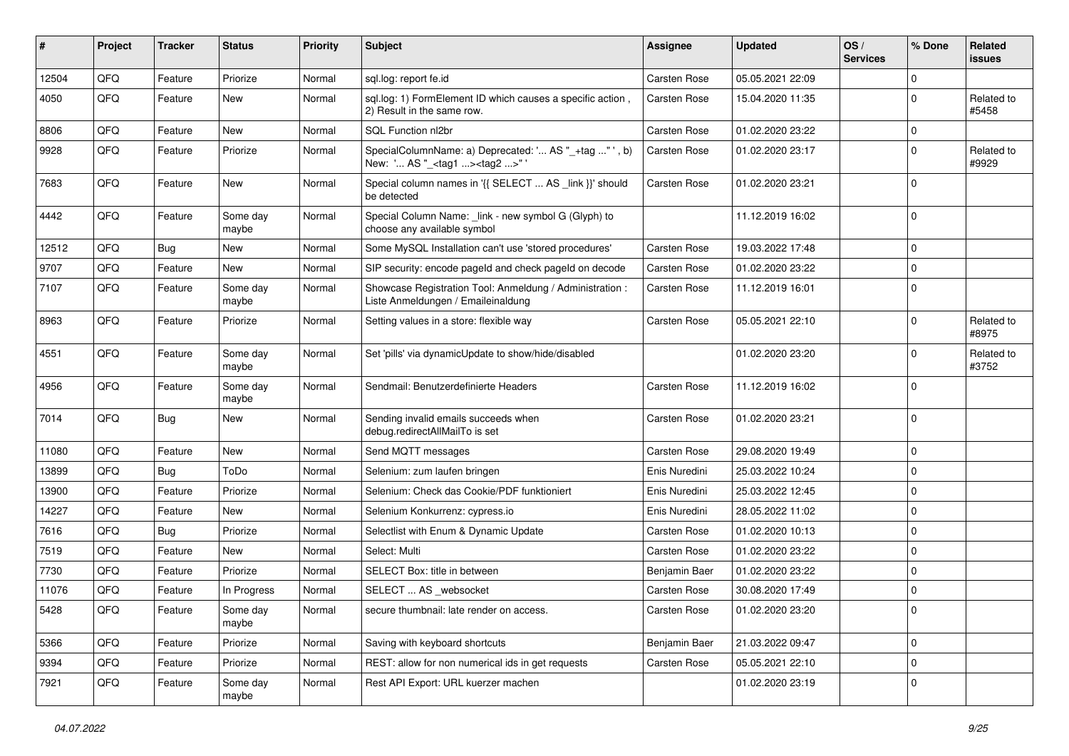| # | Project | Tracker | Status | Priority | Subject | Assignee | Updated | OS / Services | % Done | Related issues |
|---|---|---|---|---|---|---|---|---|---|---|
| 12504 | QFQ | Feature | Priorize | Normal | sql.log: report fe.id | Carsten Rose | 05.05.2021 22:09 | | 0 | |
| 4050 | QFQ | Feature | New | Normal | sql.log: 1) FormElement ID which causes a specific action , 2) Result in the same row. | Carsten Rose | 15.04.2020 11:35 | | 0 | Related to #5458 |
| 8806 | QFQ | Feature | New | Normal | SQL Function nl2br | Carsten Rose | 01.02.2020 23:22 | | 0 | |
| 9928 | QFQ | Feature | Priorize | Normal | SpecialColumnName: a) Deprecated: '... AS "_+tag ..." ', b) New: '... AS "_<tag1 ...><tag2 ...>" ' | Carsten Rose | 01.02.2020 23:17 | | 0 | Related to #9929 |
| 7683 | QFQ | Feature | New | Normal | Special column names in '{{ SELECT ... AS _link }}' should be detected | Carsten Rose | 01.02.2020 23:21 | | 0 | |
| 4442 | QFQ | Feature | Some day maybe | Normal | Special Column Name: _link - new symbol G (Glyph) to choose any available symbol | | 11.12.2019 16:02 | | 0 | |
| 12512 | QFQ | Bug | New | Normal | Some MySQL Installation can't use 'stored procedures' | Carsten Rose | 19.03.2022 17:48 | | 0 | |
| 9707 | QFQ | Feature | New | Normal | SIP security: encode pageId and check pageId on decode | Carsten Rose | 01.02.2020 23:22 | | 0 | |
| 7107 | QFQ | Feature | Some day maybe | Normal | Showcase Registration Tool: Anmeldung / Administration : Liste Anmeldungen / Emaileinaldung | Carsten Rose | 11.12.2019 16:01 | | 0 | |
| 8963 | QFQ | Feature | Priorize | Normal | Setting values in a store: flexible way | Carsten Rose | 05.05.2021 22:10 | | 0 | Related to #8975 |
| 4551 | QFQ | Feature | Some day maybe | Normal | Set 'pills' via dynamicUpdate to show/hide/disabled | | 01.02.2020 23:20 | | 0 | Related to #3752 |
| 4956 | QFQ | Feature | Some day maybe | Normal | Sendmail: Benutzerdefinierte Headers | Carsten Rose | 11.12.2019 16:02 | | 0 | |
| 7014 | QFQ | Bug | New | Normal | Sending invalid emails succeeds when debug.redirectAllMailTo is set | Carsten Rose | 01.02.2020 23:21 | | 0 | |
| 11080 | QFQ | Feature | New | Normal | Send MQTT messages | Carsten Rose | 29.08.2020 19:49 | | 0 | |
| 13899 | QFQ | Bug | ToDo | Normal | Selenium: zum laufen bringen | Enis Nuredini | 25.03.2022 10:24 | | 0 | |
| 13900 | QFQ | Feature | Priorize | Normal | Selenium: Check das Cookie/PDF funktioniert | Enis Nuredini | 25.03.2022 12:45 | | 0 | |
| 14227 | QFQ | Feature | New | Normal | Selenium Konkurrenz: cypress.io | Enis Nuredini | 28.05.2022 11:02 | | 0 | |
| 7616 | QFQ | Bug | Priorize | Normal | Selectlist with Enum & Dynamic Update | Carsten Rose | 01.02.2020 10:13 | | 0 | |
| 7519 | QFQ | Feature | New | Normal | Select: Multi | Carsten Rose | 01.02.2020 23:22 | | 0 | |
| 7730 | QFQ | Feature | Priorize | Normal | SELECT Box: title in between | Benjamin Baer | 01.02.2020 23:22 | | 0 | |
| 11076 | QFQ | Feature | In Progress | Normal | SELECT ... AS _websocket | Carsten Rose | 30.08.2020 17:49 | | 0 | |
| 5428 | QFQ | Feature | Some day maybe | Normal | secure thumbnail: late render on access. | Carsten Rose | 01.02.2020 23:20 | | 0 | |
| 5366 | QFQ | Feature | Priorize | Normal | Saving with keyboard shortcuts | Benjamin Baer | 21.03.2022 09:47 | | 0 | |
| 9394 | QFQ | Feature | Priorize | Normal | REST: allow for non numerical ids in get requests | Carsten Rose | 05.05.2021 22:10 | | 0 | |
| 7921 | QFQ | Feature | Some day maybe | Normal | Rest API Export: URL kuerzer machen | | 01.02.2020 23:19 | | 0 | |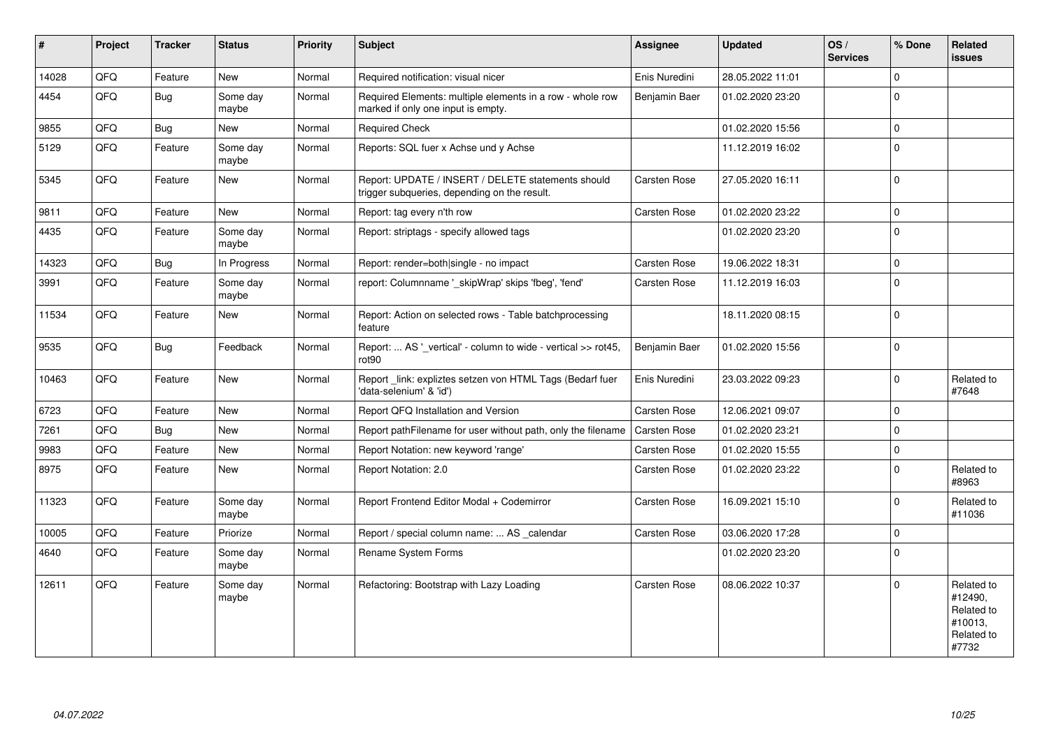| # | Project | Tracker | Status | Priority | Subject | Assignee | Updated | OS / Services | % Done | Related issues |
|---|---|---|---|---|---|---|---|---|---|---|
| 14028 | QFQ | Feature | New | Normal | Required notification: visual nicer | Enis Nuredini | 28.05.2022 11:01 | | 0 | |
| 4454 | QFQ | Bug | Some day maybe | Normal | Required Elements: multiple elements in a row - whole row marked if only one input is empty. | Benjamin Baer | 01.02.2020 23:20 | | 0 | |
| 9855 | QFQ | Bug | New | Normal | Required Check | | 01.02.2020 15:56 | | 0 | |
| 5129 | QFQ | Feature | Some day maybe | Normal | Reports: SQL fuer x Achse und y Achse | | 11.12.2019 16:02 | | 0 | |
| 5345 | QFQ | Feature | New | Normal | Report: UPDATE / INSERT / DELETE statements should trigger subqueries, depending on the result. | Carsten Rose | 27.05.2020 16:11 | | 0 | |
| 9811 | QFQ | Feature | New | Normal | Report: tag every n'th row | Carsten Rose | 01.02.2020 23:22 | | 0 | |
| 4435 | QFQ | Feature | Some day maybe | Normal | Report: striptags - specify allowed tags | | 01.02.2020 23:20 | | 0 | |
| 14323 | QFQ | Bug | In Progress | Normal | Report: render=both|single - no impact | Carsten Rose | 19.06.2022 18:31 | | 0 | |
| 3991 | QFQ | Feature | Some day maybe | Normal | report: Columnname '_skipWrap' skips 'fbeg', 'fend' | Carsten Rose | 11.12.2019 16:03 | | 0 | |
| 11534 | QFQ | Feature | New | Normal | Report: Action on selected rows - Table batchprocessing feature | | 18.11.2020 08:15 | | 0 | |
| 9535 | QFQ | Bug | Feedback | Normal | Report: ... AS '_vertical' - column to wide - vertical >> rot45, rot90 | Benjamin Baer | 01.02.2020 15:56 | | 0 | |
| 10463 | QFQ | Feature | New | Normal | Report _link: expliztes setzen von HTML Tags (Bedarf fuer 'data-selenium' & 'id') | Enis Nuredini | 23.03.2022 09:23 | | 0 | Related to #7648 |
| 6723 | QFQ | Feature | New | Normal | Report QFQ Installation and Version | Carsten Rose | 12.06.2021 09:07 | | 0 | |
| 7261 | QFQ | Bug | New | Normal | Report pathFilename for user without path, only the filename | Carsten Rose | 01.02.2020 23:21 | | 0 | |
| 9983 | QFQ | Feature | New | Normal | Report Notation: new keyword 'range' | Carsten Rose | 01.02.2020 15:55 | | 0 | |
| 8975 | QFQ | Feature | New | Normal | Report Notation: 2.0 | Carsten Rose | 01.02.2020 23:22 | | 0 | Related to #8963 |
| 11323 | QFQ | Feature | Some day maybe | Normal | Report Frontend Editor Modal + Codemirror | Carsten Rose | 16.09.2021 15:10 | | 0 | Related to #11036 |
| 10005 | QFQ | Feature | Priorize | Normal | Report / special column name: ... AS _calendar | Carsten Rose | 03.06.2020 17:28 | | 0 | |
| 4640 | QFQ | Feature | Some day maybe | Normal | Rename System Forms | | 01.02.2020 23:20 | | 0 | |
| 12611 | QFQ | Feature | Some day maybe | Normal | Refactoring: Bootstrap with Lazy Loading | Carsten Rose | 08.06.2022 10:37 | | 0 | Related to #12490, Related to #10013, Related to #7732 |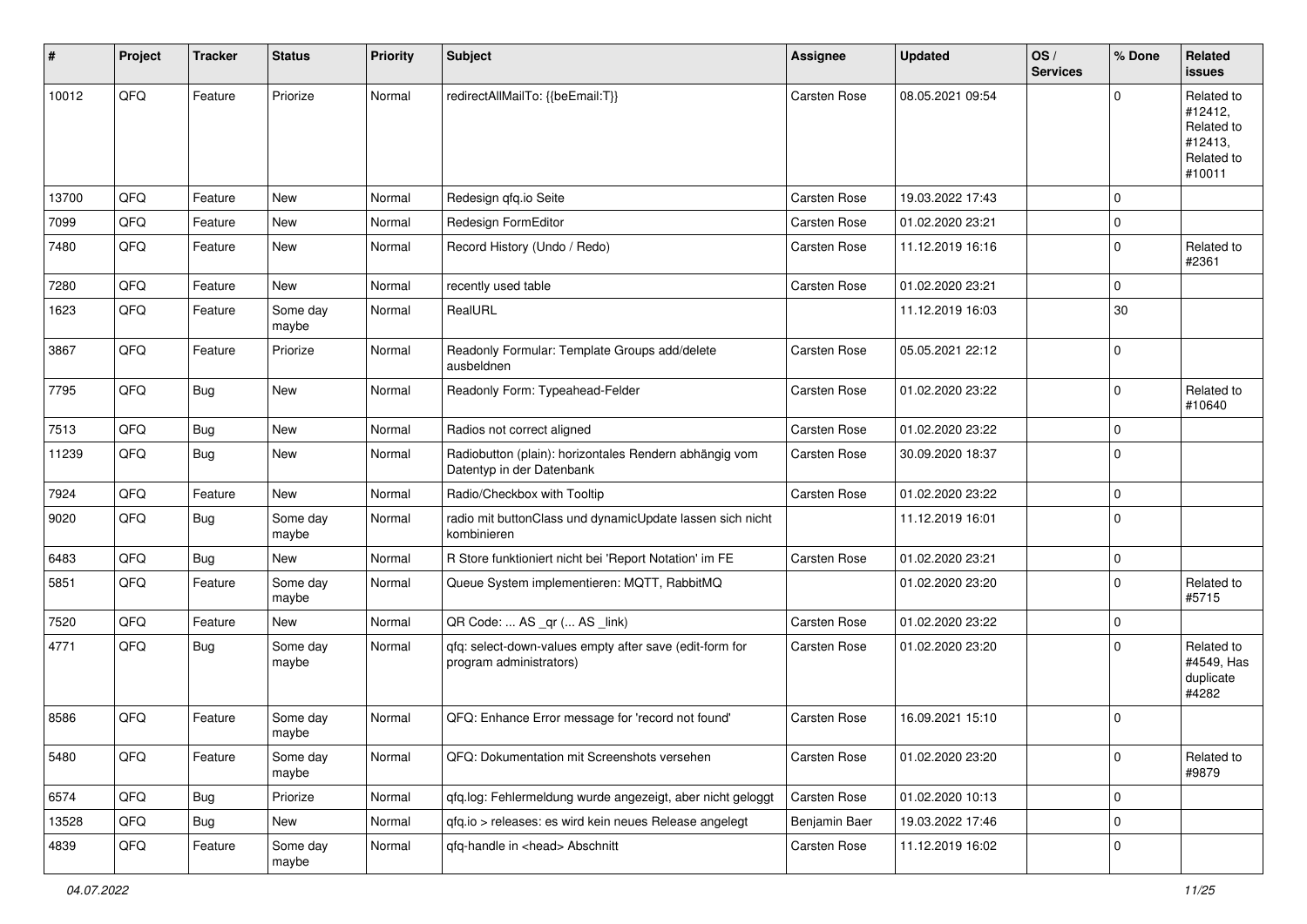| # | Project | Tracker | Status | Priority | Subject | Assignee | Updated | OS / Services | % Done | Related issues |
|---|---|---|---|---|---|---|---|---|---|---|
| 10012 | QFQ | Feature | Priorize | Normal | redirectAllMailTo: {{beEmail:T}} | Carsten Rose | 08.05.2021 09:54 | | 0 | Related to #12412, Related to #12413, Related to #10011 |
| 13700 | QFQ | Feature | New | Normal | Redesign qfq.io Seite | Carsten Rose | 19.03.2022 17:43 | | 0 | |
| 7099 | QFQ | Feature | New | Normal | Redesign FormEditor | Carsten Rose | 01.02.2020 23:21 | | 0 | |
| 7480 | QFQ | Feature | New | Normal | Record History (Undo / Redo) | Carsten Rose | 11.12.2019 16:16 | | 0 | Related to #2361 |
| 7280 | QFQ | Feature | New | Normal | recently used table | Carsten Rose | 01.02.2020 23:21 | | 0 | |
| 1623 | QFQ | Feature | Some day maybe | Normal | RealURL | | 11.12.2019 16:03 | | 30 | |
| 3867 | QFQ | Feature | Priorize | Normal | Readonly Formular: Template Groups add/delete ausbeldnen | Carsten Rose | 05.05.2021 22:12 | | 0 | |
| 7795 | QFQ | Bug | New | Normal | Readonly Form: Typeahead-Felder | Carsten Rose | 01.02.2020 23:22 | | 0 | Related to #10640 |
| 7513 | QFQ | Bug | New | Normal | Radios not correct aligned | Carsten Rose | 01.02.2020 23:22 | | 0 | |
| 11239 | QFQ | Bug | New | Normal | Radiobutton (plain): horizontales Rendern abhängig vom Datentyp in der Datenbank | Carsten Rose | 30.09.2020 18:37 | | 0 | |
| 7924 | QFQ | Feature | New | Normal | Radio/Checkbox with Tooltip | Carsten Rose | 01.02.2020 23:22 | | 0 | |
| 9020 | QFQ | Bug | Some day maybe | Normal | radio mit buttonClass und dynamicUpdate lassen sich nicht kombinieren | | 11.12.2019 16:01 | | 0 | |
| 6483 | QFQ | Bug | New | Normal | R Store funktioniert nicht bei 'Report Notation' im FE | Carsten Rose | 01.02.2020 23:21 | | 0 | |
| 5851 | QFQ | Feature | Some day maybe | Normal | Queue System implementieren: MQTT, RabbitMQ | | 01.02.2020 23:20 | | 0 | Related to #5715 |
| 7520 | QFQ | Feature | New | Normal | QR Code: ... AS _qr ( ... AS _link) | Carsten Rose | 01.02.2020 23:22 | | 0 | |
| 4771 | QFQ | Bug | Some day maybe | Normal | qfq: select-down-values empty after save (edit-form for program administrators) | Carsten Rose | 01.02.2020 23:20 | | 0 | Related to #4549, Has duplicate #4282 |
| 8586 | QFQ | Feature | Some day maybe | Normal | QFQ: Enhance Error message for 'record not found' | Carsten Rose | 16.09.2021 15:10 | | 0 | |
| 5480 | QFQ | Feature | Some day maybe | Normal | QFQ: Dokumentation mit Screenshots versehen | Carsten Rose | 01.02.2020 23:20 | | 0 | Related to #9879 |
| 6574 | QFQ | Bug | Priorize | Normal | qfq.log: Fehlermeldung wurde angezeigt, aber nicht geloggt | Carsten Rose | 01.02.2020 10:13 | | 0 | |
| 13528 | QFQ | Bug | New | Normal | qfq.io > releases: es wird kein neues Release angelegt | Benjamin Baer | 19.03.2022 17:46 | | 0 | |
| 4839 | QFQ | Feature | Some day maybe | Normal | qfq-handle in <head> Abschnitt | Carsten Rose | 11.12.2019 16:02 | | 0 | |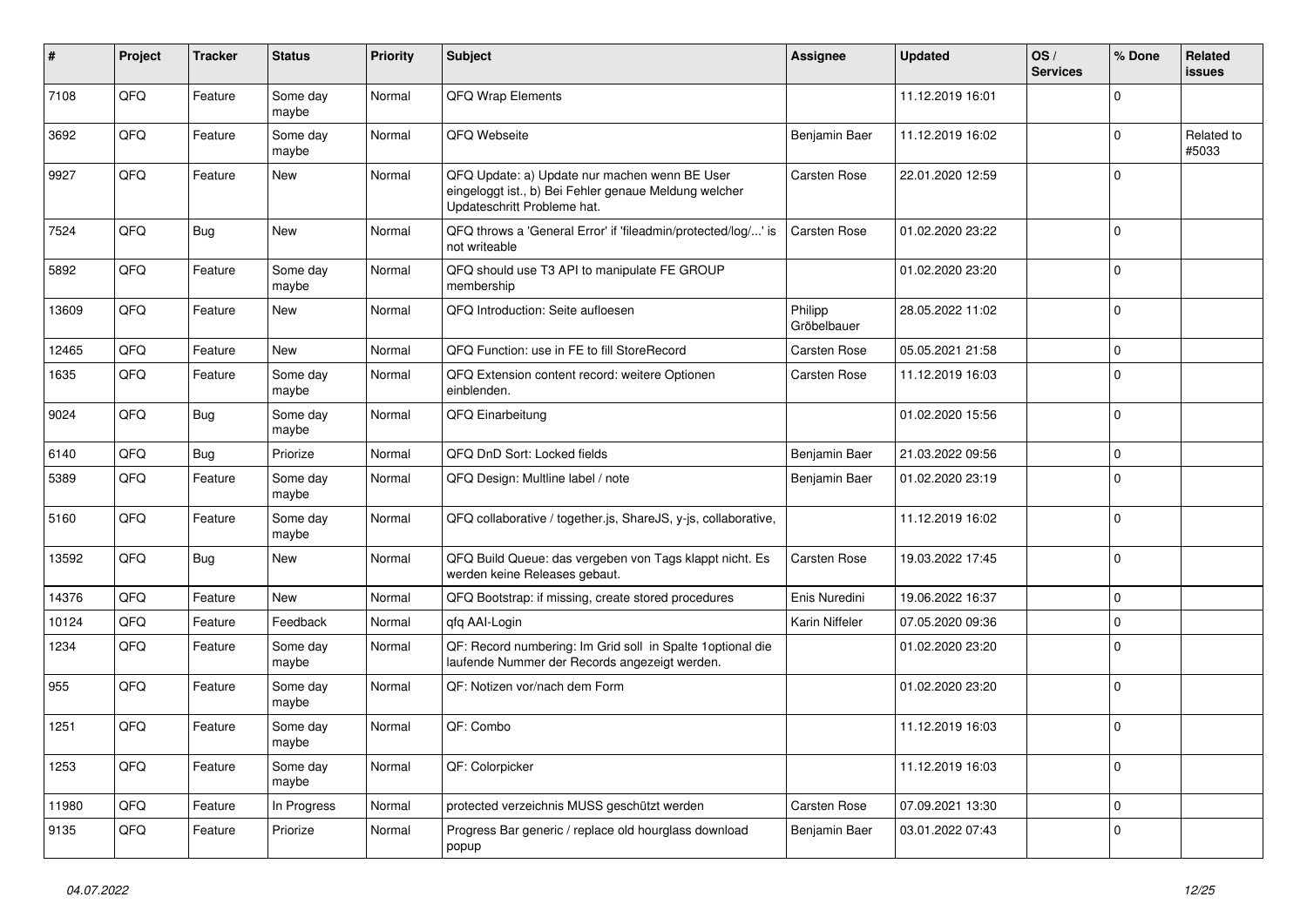| # | Project | Tracker | Status | Priority | Subject | Assignee | Updated | OS / Services | % Done | Related issues |
|---|---|---|---|---|---|---|---|---|---|---|
| 7108 | QFQ | Feature | Some day maybe | Normal | QFQ Wrap Elements | | 11.12.2019 16:01 | | 0 | |
| 3692 | QFQ | Feature | Some day maybe | Normal | QFQ Webseite | Benjamin Baer | 11.12.2019 16:02 | | 0 | Related to #5033 |
| 9927 | QFQ | Feature | New | Normal | QFQ Update: a) Update nur machen wenn BE User eingeloggt ist., b) Bei Fehler genaue Meldung welcher Updateschritt Probleme hat. | Carsten Rose | 22.01.2020 12:59 | | 0 | |
| 7524 | QFQ | Bug | New | Normal | QFQ throws a 'General Error' if 'fileadmin/protected/log/...' is not writeable | Carsten Rose | 01.02.2020 23:22 | | 0 | |
| 5892 | QFQ | Feature | Some day maybe | Normal | QFQ should use T3 API to manipulate FE GROUP membership | | 01.02.2020 23:20 | | 0 | |
| 13609 | QFQ | Feature | New | Normal | QFQ Introduction: Seite aufloesen | Philipp Gröbelbauer | 28.05.2022 11:02 | | 0 | |
| 12465 | QFQ | Feature | New | Normal | QFQ Function: use in FE to fill StoreRecord | Carsten Rose | 05.05.2021 21:58 | | 0 | |
| 1635 | QFQ | Feature | Some day maybe | Normal | QFQ Extension content record: weitere Optionen einblenden. | Carsten Rose | 11.12.2019 16:03 | | 0 | |
| 9024 | QFQ | Bug | Some day maybe | Normal | QFQ Einarbeitung | | 01.02.2020 15:56 | | 0 | |
| 6140 | QFQ | Bug | Priorize | Normal | QFQ DnD Sort: Locked fields | Benjamin Baer | 21.03.2022 09:56 | | 0 | |
| 5389 | QFQ | Feature | Some day maybe | Normal | QFQ Design: Multline label / note | Benjamin Baer | 01.02.2020 23:19 | | 0 | |
| 5160 | QFQ | Feature | Some day maybe | Normal | QFQ collaborative / together.js, ShareJS, y-js, collaborative, | | 11.12.2019 16:02 | | 0 | |
| 13592 | QFQ | Bug | New | Normal | QFQ Build Queue: das vergeben von Tags klappt nicht. Es werden keine Releases gebaut. | Carsten Rose | 19.03.2022 17:45 | | 0 | |
| 14376 | QFQ | Feature | New | Normal | QFQ Bootstrap: if missing, create stored procedures | Enis Nuredini | 19.06.2022 16:37 | | 0 | |
| 10124 | QFQ | Feature | Feedback | Normal | qfq AAI-Login | Karin Niffeler | 07.05.2020 09:36 | | 0 | |
| 1234 | QFQ | Feature | Some day maybe | Normal | QF: Record numbering: Im Grid soll in Spalte 1optional die laufende Nummer der Records angezeigt werden. | | 01.02.2020 23:20 | | 0 | |
| 955 | QFQ | Feature | Some day maybe | Normal | QF: Notizen vor/nach dem Form | | 01.02.2020 23:20 | | 0 | |
| 1251 | QFQ | Feature | Some day maybe | Normal | QF: Combo | | 11.12.2019 16:03 | | 0 | |
| 1253 | QFQ | Feature | Some day maybe | Normal | QF: Colorpicker | | 11.12.2019 16:03 | | 0 | |
| 11980 | QFQ | Feature | In Progress | Normal | protected verzeichnis MUSS geschützt werden | Carsten Rose | 07.09.2021 13:30 | | 0 | |
| 9135 | QFQ | Feature | Priorize | Normal | Progress Bar generic / replace old hourglass download popup | Benjamin Baer | 03.01.2022 07:43 | | 0 | |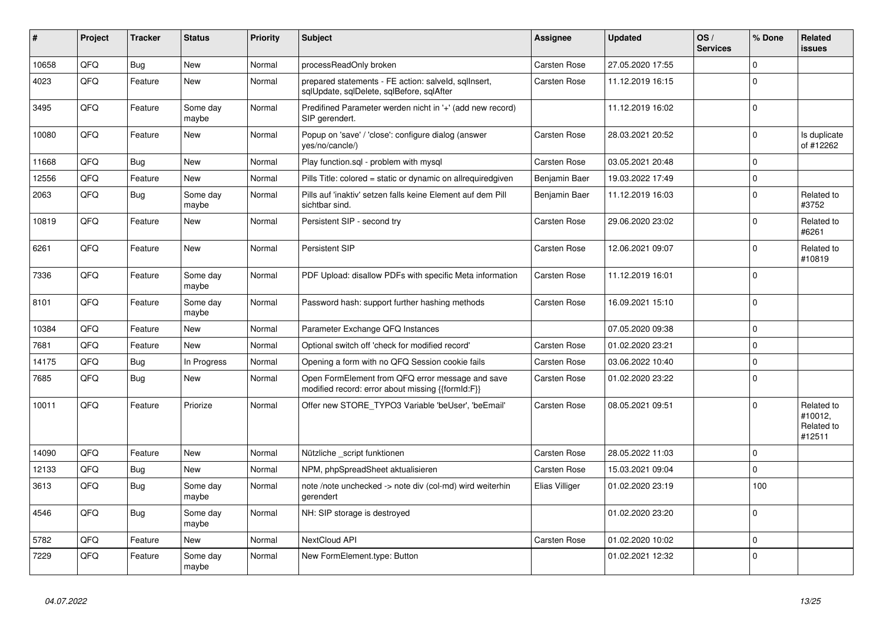| # | Project | Tracker | Status | Priority | Subject | Assignee | Updated | OS / Services | % Done | Related issues |
|---|---|---|---|---|---|---|---|---|---|---|
| 10658 | QFQ | Bug | New | Normal | processReadOnly broken | Carsten Rose | 27.05.2020 17:55 | | 0 | |
| 4023 | QFQ | Feature | New | Normal | prepared statements - FE action: salveld, sqlInsert, sqlUpdate, sqlDelete, sqlBefore, sqlAfter | Carsten Rose | 11.12.2019 16:15 | | 0 | |
| 3495 | QFQ | Feature | Some day maybe | Normal | Predifined Parameter werden nicht in '+' (add new record) SIP gerendert. | | 11.12.2019 16:02 | | 0 | |
| 10080 | QFQ | Feature | New | Normal | Popup on 'save' / 'close': configure dialog (answer yes/no/cancle/) | Carsten Rose | 28.03.2021 20:52 | | 0 | Is duplicate of #12262 |
| 11668 | QFQ | Bug | New | Normal | Play function.sql - problem with mysql | Carsten Rose | 03.05.2021 20:48 | | 0 | |
| 12556 | QFQ | Feature | New | Normal | Pills Title: colored = static or dynamic on allrequiredgiven | Benjamin Baer | 19.03.2022 17:49 | | 0 | |
| 2063 | QFQ | Bug | Some day maybe | Normal | Pills auf 'inaktiv' setzen falls keine Element auf dem Pill sichtbar sind. | Benjamin Baer | 11.12.2019 16:03 | | 0 | Related to #3752 |
| 10819 | QFQ | Feature | New | Normal | Persistent SIP - second try | Carsten Rose | 29.06.2020 23:02 | | 0 | Related to #6261 |
| 6261 | QFQ | Feature | New | Normal | Persistent SIP | Carsten Rose | 12.06.2021 09:07 | | 0 | Related to #10819 |
| 7336 | QFQ | Feature | Some day maybe | Normal | PDF Upload: disallow PDFs with specific Meta information | Carsten Rose | 11.12.2019 16:01 | | 0 | |
| 8101 | QFQ | Feature | Some day maybe | Normal | Password hash: support further hashing methods | Carsten Rose | 16.09.2021 15:10 | | 0 | |
| 10384 | QFQ | Feature | New | Normal | Parameter Exchange QFQ Instances | | 07.05.2020 09:38 | | 0 | |
| 7681 | QFQ | Feature | New | Normal | Optional switch off 'check for modified record' | Carsten Rose | 01.02.2020 23:21 | | 0 | |
| 14175 | QFQ | Bug | In Progress | Normal | Opening a form with no QFQ Session cookie fails | Carsten Rose | 03.06.2022 10:40 | | 0 | |
| 7685 | QFQ | Bug | New | Normal | Open FormElement from QFQ error message and save modified record: error about missing {{formId:F}} | Carsten Rose | 01.02.2020 23:22 | | 0 | |
| 10011 | QFQ | Feature | Priorize | Normal | Offer new STORE_TYPO3 Variable 'beUser', 'beEmail' | Carsten Rose | 08.05.2021 09:51 | | 0 | Related to #10012, Related to #12511 |
| 14090 | QFQ | Feature | New | Normal | Nützliche _script funktionen | Carsten Rose | 28.05.2022 11:03 | | 0 | |
| 12133 | QFQ | Bug | New | Normal | NPM, phpSpreadSheet aktualisieren | Carsten Rose | 15.03.2021 09:04 | | 0 | |
| 3613 | QFQ | Bug | Some day maybe | Normal | note /note unchecked -> note div (col-md) wird weiterhin gerendert | Elias Villiger | 01.02.2020 23:19 | | 100 | |
| 4546 | QFQ | Bug | Some day maybe | Normal | NH: SIP storage is destroyed | | 01.02.2020 23:20 | | 0 | |
| 5782 | QFQ | Feature | New | Normal | NextCloud API | Carsten Rose | 01.02.2020 10:02 | | 0 | |
| 7229 | QFQ | Feature | Some day maybe | Normal | New FormElement.type: Button | | 01.02.2021 12:32 | | 0 | |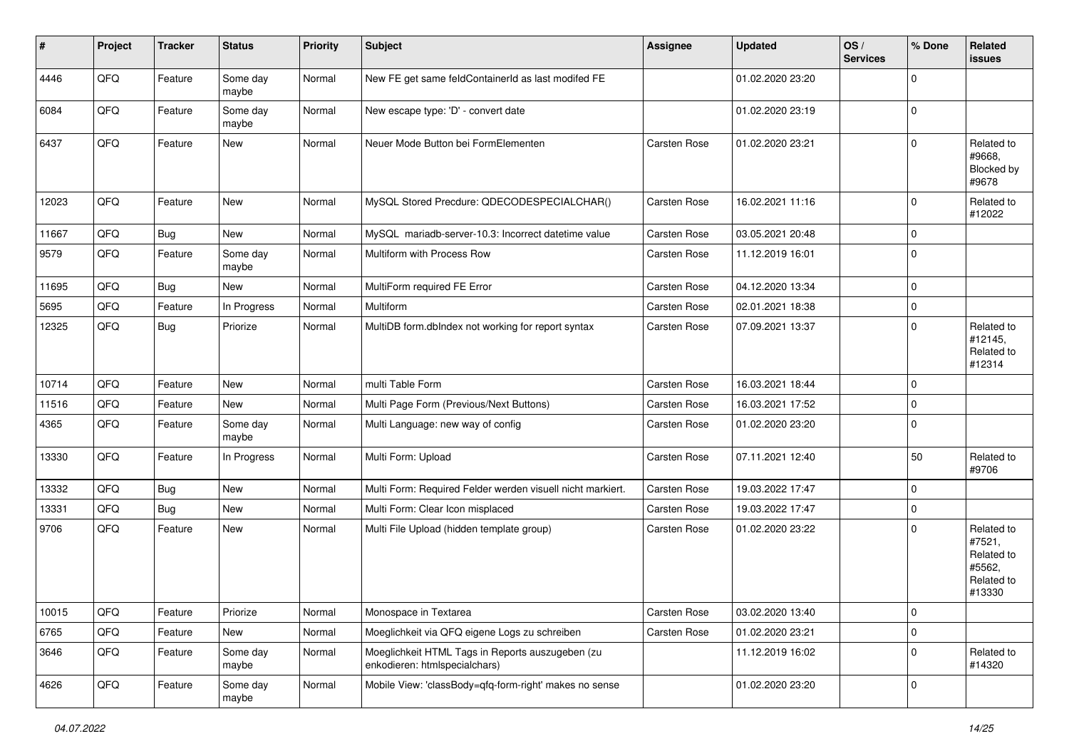| # | Project | Tracker | Status | Priority | Subject | Assignee | Updated | OS / Services | % Done | Related issues |
|---|---|---|---|---|---|---|---|---|---|---|
| 4446 | QFQ | Feature | Some day maybe | Normal | New FE get same feldContainerId as last modifed FE | | 01.02.2020 23:20 | | 0 | |
| 6084 | QFQ | Feature | Some day maybe | Normal | New escape type: 'D' - convert date | | 01.02.2020 23:19 | | 0 | |
| 6437 | QFQ | Feature | New | Normal | Neuer Mode Button bei FormElementen | Carsten Rose | 01.02.2020 23:21 | | 0 | Related to #9668, Blocked by #9678 |
| 12023 | QFQ | Feature | New | Normal | MySQL Stored Precdure: QDECODESPECIALCHAR() | Carsten Rose | 16.02.2021 11:16 | | 0 | Related to #12022 |
| 11667 | QFQ | Bug | New | Normal | MySQL mariadb-server-10.3: Incorrect datetime value | Carsten Rose | 03.05.2021 20:48 | | 0 | |
| 9579 | QFQ | Feature | Some day maybe | Normal | Multiform with Process Row | Carsten Rose | 11.12.2019 16:01 | | 0 | |
| 11695 | QFQ | Bug | New | Normal | MultiForm required FE Error | Carsten Rose | 04.12.2020 13:34 | | 0 | |
| 5695 | QFQ | Feature | In Progress | Normal | Multiform | Carsten Rose | 02.01.2021 18:38 | | 0 | |
| 12325 | QFQ | Bug | Priorize | Normal | MultiDB form.dbIndex not working for report syntax | Carsten Rose | 07.09.2021 13:37 | | 0 | Related to #12145, Related to #12314 |
| 10714 | QFQ | Feature | New | Normal | multi Table Form | Carsten Rose | 16.03.2021 18:44 | | 0 | |
| 11516 | QFQ | Feature | New | Normal | Multi Page Form (Previous/Next Buttons) | Carsten Rose | 16.03.2021 17:52 | | 0 | |
| 4365 | QFQ | Feature | Some day maybe | Normal | Multi Language: new way of config | Carsten Rose | 01.02.2020 23:20 | | 0 | |
| 13330 | QFQ | Feature | In Progress | Normal | Multi Form: Upload | Carsten Rose | 07.11.2021 12:40 | | 50 | Related to #9706 |
| 13332 | QFQ | Bug | New | Normal | Multi Form: Required Felder werden visuell nicht markiert. | Carsten Rose | 19.03.2022 17:47 | | 0 | |
| 13331 | QFQ | Bug | New | Normal | Multi Form: Clear Icon misplaced | Carsten Rose | 19.03.2022 17:47 | | 0 | |
| 9706 | QFQ | Feature | New | Normal | Multi File Upload (hidden template group) | Carsten Rose | 01.02.2020 23:22 | | 0 | Related to #7521, Related to #5562, Related to #13330 |
| 10015 | QFQ | Feature | Priorize | Normal | Monospace in Textarea | Carsten Rose | 03.02.2020 13:40 | | 0 | |
| 6765 | QFQ | Feature | New | Normal | Moeglichkeit via QFQ eigene Logs zu schreiben | Carsten Rose | 01.02.2020 23:21 | | 0 | |
| 3646 | QFQ | Feature | Some day maybe | Normal | Moeglichkeit HTML Tags in Reports auszugeben (zu enkodieren: htmlspecialchars) | | 11.12.2019 16:02 | | 0 | Related to #14320 |
| 4626 | QFQ | Feature | Some day maybe | Normal | Mobile View: 'classBody=qfq-form-right' makes no sense | | 01.02.2020 23:20 | | 0 | |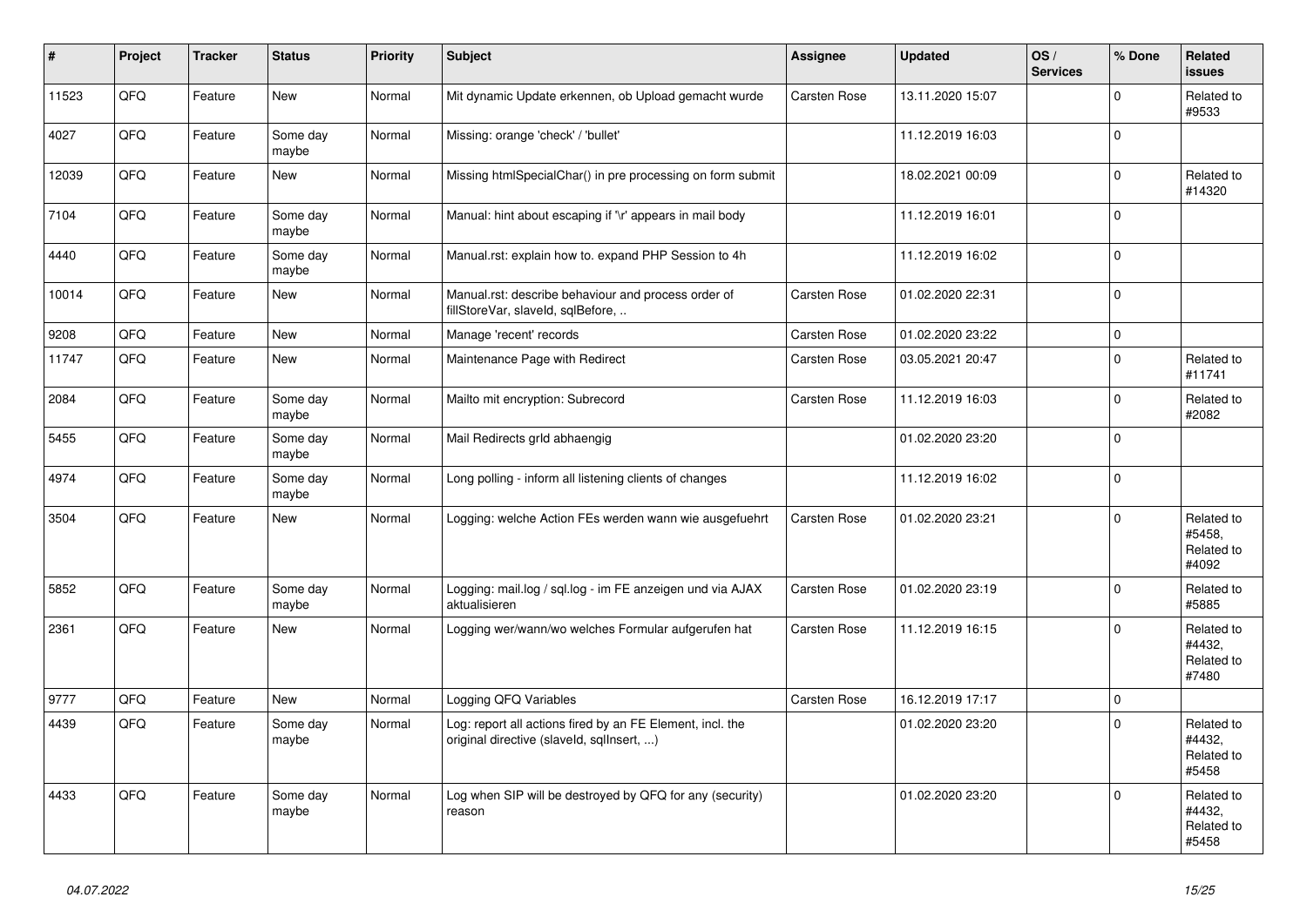| # | Project | Tracker | Status | Priority | Subject | Assignee | Updated | OS / Services | % Done | Related issues |
|---|---|---|---|---|---|---|---|---|---|---|
| 11523 | QFQ | Feature | New | Normal | Mit dynamic Update erkennen, ob Upload gemacht wurde | Carsten Rose | 13.11.2020 15:07 | | 0 | Related to #9533 |
| 4027 | QFQ | Feature | Some day maybe | Normal | Missing: orange 'check' / 'bullet' | | 11.12.2019 16:03 | | 0 | |
| 12039 | QFQ | Feature | New | Normal | Missing htmlSpecialChar() in pre processing on form submit | | 18.02.2021 00:09 | | 0 | Related to #14320 |
| 7104 | QFQ | Feature | Some day maybe | Normal | Manual: hint about escaping if '\r' appears in mail body | | 11.12.2019 16:01 | | 0 | |
| 4440 | QFQ | Feature | Some day maybe | Normal | Manual.rst: explain how to. expand PHP Session to 4h | | 11.12.2019 16:02 | | 0 | |
| 10014 | QFQ | Feature | New | Normal | Manual.rst: describe behaviour and process order of fillStoreVar, slaveId, sqlBefore, .. | Carsten Rose | 01.02.2020 22:31 | | 0 | |
| 9208 | QFQ | Feature | New | Normal | Manage 'recent' records | Carsten Rose | 01.02.2020 23:22 | | 0 | |
| 11747 | QFQ | Feature | New | Normal | Maintenance Page with Redirect | Carsten Rose | 03.05.2021 20:47 | | 0 | Related to #11741 |
| 2084 | QFQ | Feature | Some day maybe | Normal | Mailto mit encryption: Subrecord | Carsten Rose | 11.12.2019 16:03 | | 0 | Related to #2082 |
| 5455 | QFQ | Feature | Some day maybe | Normal | Mail Redirects grId abhaengig | | 01.02.2020 23:20 | | 0 | |
| 4974 | QFQ | Feature | Some day maybe | Normal | Long polling - inform all listening clients of changes | | 11.12.2019 16:02 | | 0 | |
| 3504 | QFQ | Feature | New | Normal | Logging: welche Action FEs werden wann wie ausgefuehrt | Carsten Rose | 01.02.2020 23:21 | | 0 | Related to #5458, Related to #4092 |
| 5852 | QFQ | Feature | Some day maybe | Normal | Logging: mail.log / sql.log - im FE anzeigen und via AJAX aktualisieren | Carsten Rose | 01.02.2020 23:19 | | 0 | Related to #5885 |
| 2361 | QFQ | Feature | New | Normal | Logging wer/wann/wo welches Formular aufgerufen hat | Carsten Rose | 11.12.2019 16:15 | | 0 | Related to #4432, Related to #7480 |
| 9777 | QFQ | Feature | New | Normal | Logging QFQ Variables | Carsten Rose | 16.12.2019 17:17 | | 0 | |
| 4439 | QFQ | Feature | Some day maybe | Normal | Log: report all actions fired by an FE Element, incl. the original directive (slaveId, sqlInsert, ...) | | 01.02.2020 23:20 | | 0 | Related to #4432, Related to #5458 |
| 4433 | QFQ | Feature | Some day maybe | Normal | Log when SIP will be destroyed by QFQ for any (security) reason | | 01.02.2020 23:20 | | 0 | Related to #4432, Related to #5458 |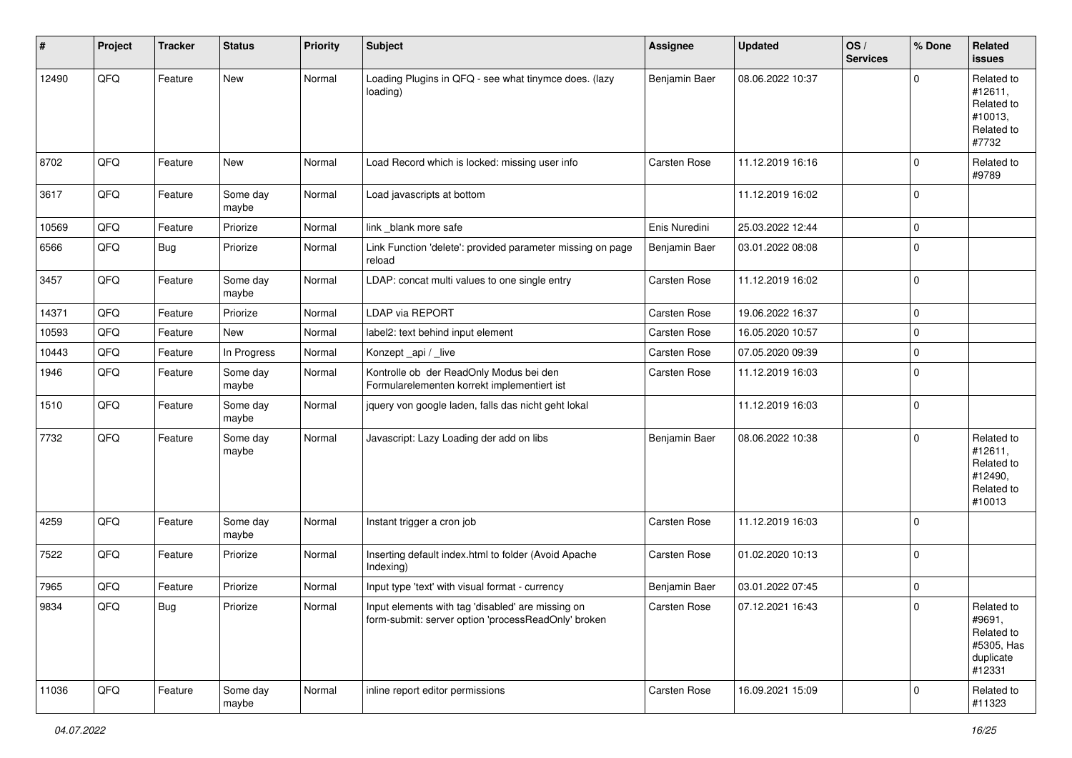| # | Project | Tracker | Status | Priority | Subject | Assignee | Updated | OS / Services | % Done | Related issues |
|---|---|---|---|---|---|---|---|---|---|---|
| 12490 | QFQ | Feature | New | Normal | Loading Plugins in QFQ - see what tinymce does. (lazy loading) | Benjamin Baer | 08.06.2022 10:37 | | 0 | Related to #12611, Related to #10013, Related to #7732 |
| 8702 | QFQ | Feature | New | Normal | Load Record which is locked: missing user info | Carsten Rose | 11.12.2019 16:16 | | 0 | Related to #9789 |
| 3617 | QFQ | Feature | Some day maybe | Normal | Load javascripts at bottom | | 11.12.2019 16:02 | | 0 | |
| 10569 | QFQ | Feature | Priorize | Normal | link _blank more safe | Enis Nuredini | 25.03.2022 12:44 | | 0 | |
| 6566 | QFQ | Bug | Priorize | Normal | Link Function 'delete': provided parameter missing on page reload | Benjamin Baer | 03.01.2022 08:08 | | 0 | |
| 3457 | QFQ | Feature | Some day maybe | Normal | LDAP: concat multi values to one single entry | Carsten Rose | 11.12.2019 16:02 | | 0 | |
| 14371 | QFQ | Feature | Priorize | Normal | LDAP via REPORT | Carsten Rose | 19.06.2022 16:37 | | 0 | |
| 10593 | QFQ | Feature | New | Normal | label2: text behind input element | Carsten Rose | 16.05.2020 10:57 | | 0 | |
| 10443 | QFQ | Feature | In Progress | Normal | Konzept _api / _live | Carsten Rose | 07.05.2020 09:39 | | 0 | |
| 1946 | QFQ | Feature | Some day maybe | Normal | Kontrolle ob der ReadOnly Modus bei den Formularelementen korrekt implementiert ist | Carsten Rose | 11.12.2019 16:03 | | 0 | |
| 1510 | QFQ | Feature | Some day maybe | Normal | jquery von google laden, falls das nicht geht lokal | | 11.12.2019 16:03 | | 0 | |
| 7732 | QFQ | Feature | Some day maybe | Normal | Javascript: Lazy Loading der add on libs | Benjamin Baer | 08.06.2022 10:38 | | 0 | Related to #12611, Related to #12490, Related to #10013 |
| 4259 | QFQ | Feature | Some day maybe | Normal | Instant trigger a cron job | Carsten Rose | 11.12.2019 16:03 | | 0 | |
| 7522 | QFQ | Feature | Priorize | Normal | Inserting default index.html to folder (Avoid Apache Indexing) | Carsten Rose | 01.02.2020 10:13 | | 0 | |
| 7965 | QFQ | Feature | Priorize | Normal | Input type 'text' with visual format - currency | Benjamin Baer | 03.01.2022 07:45 | | 0 | |
| 9834 | QFQ | Bug | Priorize | Normal | Input elements with tag 'disabled' are missing on form-submit: server option 'processReadOnly' broken | Carsten Rose | 07.12.2021 16:43 | | 0 | Related to #9691, Related to #5305, Has duplicate #12331 |
| 11036 | QFQ | Feature | Some day maybe | Normal | inline report editor permissions | Carsten Rose | 16.09.2021 15:09 | | 0 | Related to #11323 |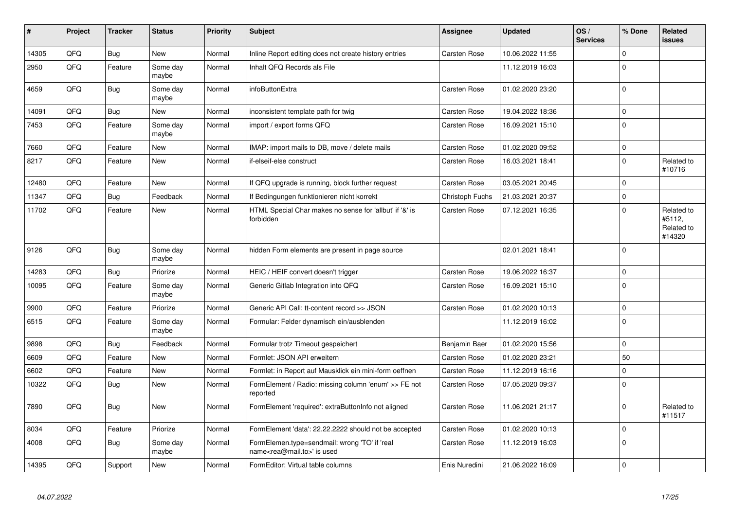| # | Project | Tracker | Status | Priority | Subject | Assignee | Updated | OS / Services | % Done | Related issues |
|---|---|---|---|---|---|---|---|---|---|---|
| 14305 | QFQ | Bug | New | Normal | Inline Report editing does not create history entries | Carsten Rose | 10.06.2022 11:55 | | 0 | |
| 2950 | QFQ | Feature | Some day maybe | Normal | Inhalt QFQ Records als File | | 11.12.2019 16:03 | | 0 | |
| 4659 | QFQ | Bug | Some day maybe | Normal | infoButtonExtra | Carsten Rose | 01.02.2020 23:20 | | 0 | |
| 14091 | QFQ | Bug | New | Normal | inconsistent template path for twig | Carsten Rose | 19.04.2022 18:36 | | 0 | |
| 7453 | QFQ | Feature | Some day maybe | Normal | import / export forms QFQ | Carsten Rose | 16.09.2021 15:10 | | 0 | |
| 7660 | QFQ | Feature | New | Normal | IMAP: import mails to DB, move / delete mails | Carsten Rose | 01.02.2020 09:52 | | 0 | |
| 8217 | QFQ | Feature | New | Normal | if-elseif-else construct | Carsten Rose | 16.03.2021 18:41 | | 0 | Related to #10716 |
| 12480 | QFQ | Feature | New | Normal | If QFQ upgrade is running, block further request | Carsten Rose | 03.05.2021 20:45 | | 0 | |
| 11347 | QFQ | Bug | Feedback | Normal | If Bedingungen funktionieren nicht korrekt | Christoph Fuchs | 21.03.2021 20:37 | | 0 | |
| 11702 | QFQ | Feature | New | Normal | HTML Special Char makes no sense for 'allbut' if '&' is forbidden | Carsten Rose | 07.12.2021 16:35 | | 0 | Related to #5112, Related to #14320 |
| 9126 | QFQ | Bug | Some day maybe | Normal | hidden Form elements are present in page source | | 02.01.2021 18:41 | | 0 | |
| 14283 | QFQ | Bug | Priorize | Normal | HEIC / HEIF convert doesn't trigger | Carsten Rose | 19.06.2022 16:37 | | 0 | |
| 10095 | QFQ | Feature | Some day maybe | Normal | Generic Gitlab Integration into QFQ | Carsten Rose | 16.09.2021 15:10 | | 0 | |
| 9900 | QFQ | Feature | Priorize | Normal | Generic API Call: tt-content record >> JSON | Carsten Rose | 01.02.2020 10:13 | | 0 | |
| 6515 | QFQ | Feature | Some day maybe | Normal | Formular: Felder dynamisch ein/ausblenden | | 11.12.2019 16:02 | | 0 | |
| 9898 | QFQ | Bug | Feedback | Normal | Formular trotz Timeout gespeichert | Benjamin Baer | 01.02.2020 15:56 | | 0 | |
| 6609 | QFQ | Feature | New | Normal | Formlet: JSON API erweitern | Carsten Rose | 01.02.2020 23:21 | | 50 | |
| 6602 | QFQ | Feature | New | Normal | Formlet: in Report auf Mausklick ein mini-form oeffnen | Carsten Rose | 11.12.2019 16:16 | | 0 | |
| 10322 | QFQ | Bug | New | Normal | FormElement / Radio: missing column 'enum' >> FE not reported | Carsten Rose | 07.05.2020 09:37 | | 0 | |
| 7890 | QFQ | Bug | New | Normal | FormElement 'required': extraButtonInfo not aligned | Carsten Rose | 11.06.2021 21:17 | | 0 | Related to #11517 |
| 8034 | QFQ | Feature | Priorize | Normal | FormElement 'data': 22.22.2222 should not be accepted | Carsten Rose | 01.02.2020 10:13 | | 0 | |
| 4008 | QFQ | Bug | Some day maybe | Normal | FormElemen.type=sendmail: wrong 'TO' if 'real name<rea@mail.to>' is used | Carsten Rose | 11.12.2019 16:03 | | 0 | |
| 14395 | QFQ | Support | New | Normal | FormEditor: Virtual table columns | Enis Nuredini | 21.06.2022 16:09 | | 0 | |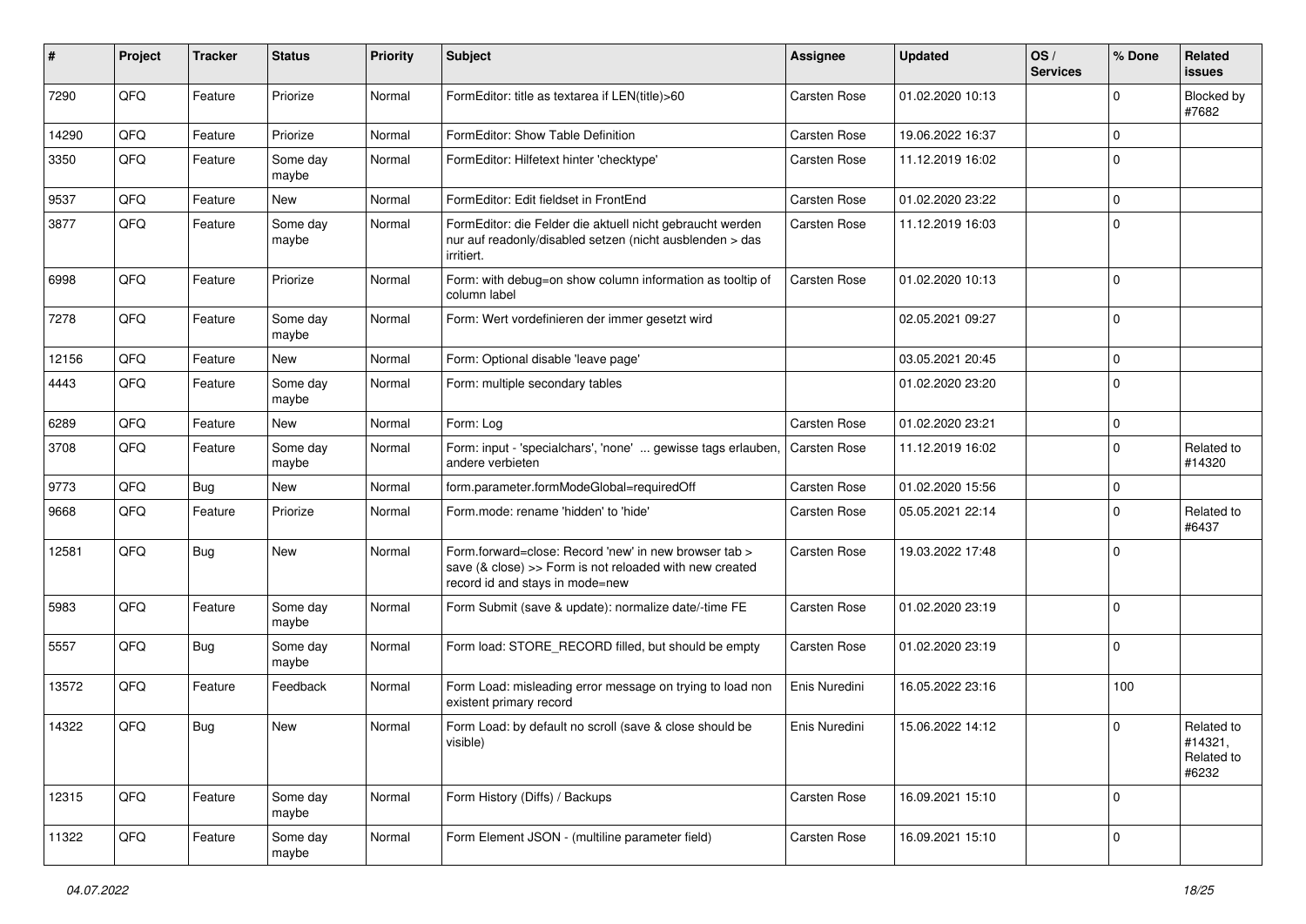| # | Project | Tracker | Status | Priority | Subject | Assignee | Updated | OS / Services | % Done | Related issues |
|---|---|---|---|---|---|---|---|---|---|---|
| 7290 | QFQ | Feature | Priorize | Normal | FormEditor: title as textarea if LEN(title)>60 | Carsten Rose | 01.02.2020 10:13 | | 0 | Blocked by #7682 |
| 14290 | QFQ | Feature | Priorize | Normal | FormEditor: Show Table Definition | Carsten Rose | 19.06.2022 16:37 | | 0 | |
| 3350 | QFQ | Feature | Some day maybe | Normal | FormEditor: Hilfetext hinter 'checktype' | Carsten Rose | 11.12.2019 16:02 | | 0 | |
| 9537 | QFQ | Feature | New | Normal | FormEditor: Edit fieldset in FrontEnd | Carsten Rose | 01.02.2020 23:22 | | 0 | |
| 3877 | QFQ | Feature | Some day maybe | Normal | FormEditor: die Felder die aktuell nicht gebraucht werden nur auf readonly/disabled setzen (nicht ausblenden > das irritiert. | Carsten Rose | 11.12.2019 16:03 | | 0 | |
| 6998 | QFQ | Feature | Priorize | Normal | Form: with debug=on show column information as tooltip of column label | Carsten Rose | 01.02.2020 10:13 | | 0 | |
| 7278 | QFQ | Feature | Some day maybe | Normal | Form: Wert vordefinieren der immer gesetzt wird | | 02.05.2021 09:27 | | 0 | |
| 12156 | QFQ | Feature | New | Normal | Form: Optional disable 'leave page' | | 03.05.2021 20:45 | | 0 | |
| 4443 | QFQ | Feature | Some day maybe | Normal | Form: multiple secondary tables | | 01.02.2020 23:20 | | 0 | |
| 6289 | QFQ | Feature | New | Normal | Form: Log | Carsten Rose | 01.02.2020 23:21 | | 0 | |
| 3708 | QFQ | Feature | Some day maybe | Normal | Form: input - 'specialchars', 'none' ... gewisse tags erlauben, andere verbieten | Carsten Rose | 11.12.2019 16:02 | | 0 | Related to #14320 |
| 9773 | QFQ | Bug | New | Normal | form.parameter.formModeGlobal=requiredOff | Carsten Rose | 01.02.2020 15:56 | | 0 | |
| 9668 | QFQ | Feature | Priorize | Normal | Form.mode: rename 'hidden' to 'hide' | Carsten Rose | 05.05.2021 22:14 | | 0 | Related to #6437 |
| 12581 | QFQ | Bug | New | Normal | Form.forward=close: Record 'new' in new browser tab > save (& close) >> Form is not reloaded with new created record id and stays in mode=new | Carsten Rose | 19.03.2022 17:48 | | 0 | |
| 5983 | QFQ | Feature | Some day maybe | Normal | Form Submit (save & update): normalize date/-time FE | Carsten Rose | 01.02.2020 23:19 | | 0 | |
| 5557 | QFQ | Bug | Some day maybe | Normal | Form load: STORE_RECORD filled, but should be empty | Carsten Rose | 01.02.2020 23:19 | | 0 | |
| 13572 | QFQ | Feature | Feedback | Normal | Form Load: misleading error message on trying to load non existent primary record | Enis Nuredini | 16.05.2022 23:16 | | 100 | |
| 14322 | QFQ | Bug | New | Normal | Form Load: by default no scroll (save & close should be visible) | Enis Nuredini | 15.06.2022 14:12 | | 0 | Related to #14321, Related to #6232 |
| 12315 | QFQ | Feature | Some day maybe | Normal | Form History (Diffs) / Backups | Carsten Rose | 16.09.2021 15:10 | | 0 | |
| 11322 | QFQ | Feature | Some day maybe | Normal | Form Element JSON - (multiline parameter field) | Carsten Rose | 16.09.2021 15:10 | | 0 | |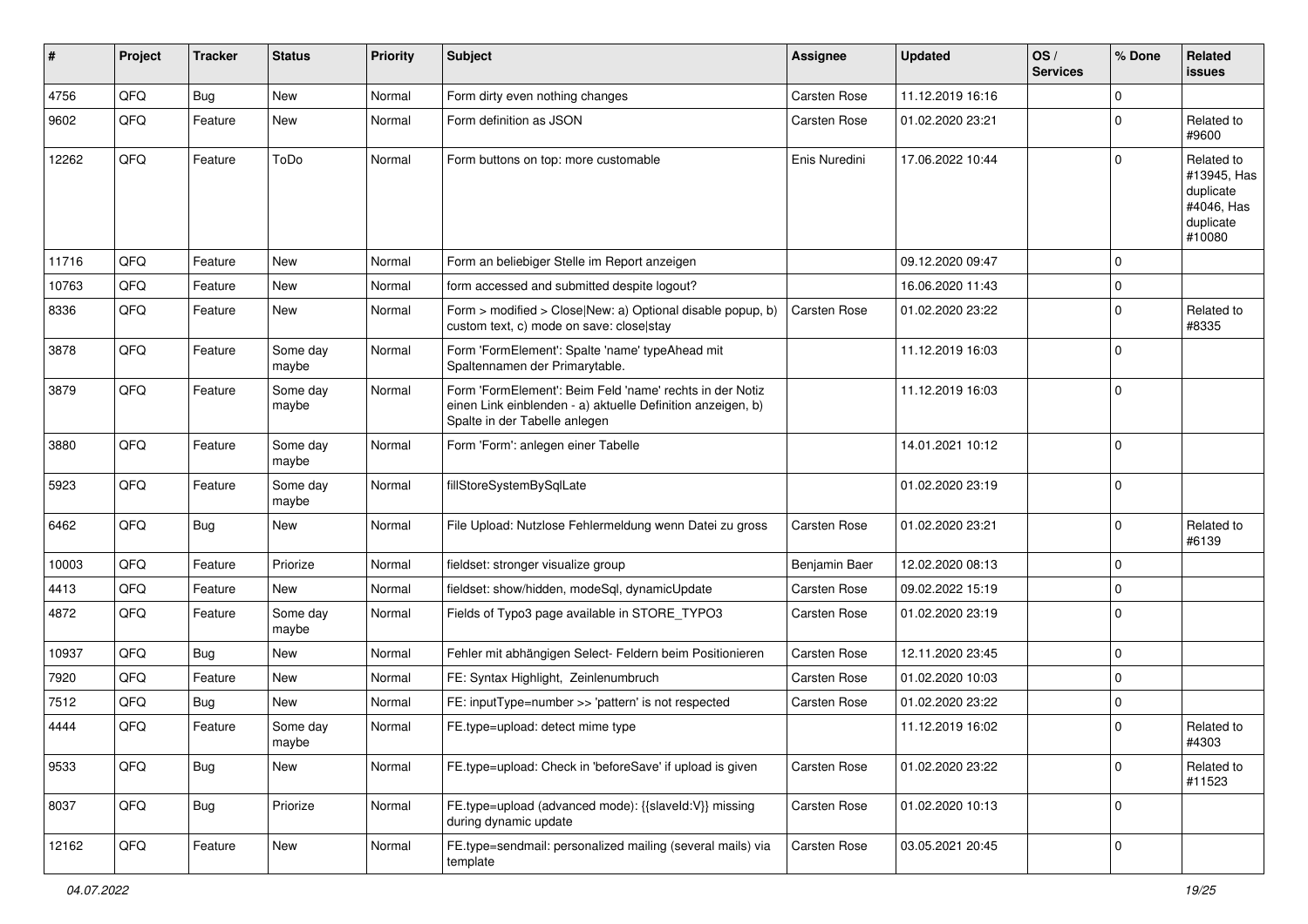| # | Project | Tracker | Status | Priority | Subject | Assignee | Updated | OS / Services | % Done | Related issues |
|---|---|---|---|---|---|---|---|---|---|---|
| 4756 | QFQ | Bug | New | Normal | Form dirty even nothing changes | Carsten Rose | 11.12.2019 16:16 | | 0 | |
| 9602 | QFQ | Feature | New | Normal | Form definition as JSON | Carsten Rose | 01.02.2020 23:21 | | 0 | Related to #9600 |
| 12262 | QFQ | Feature | ToDo | Normal | Form buttons on top: more customable | Enis Nuredini | 17.06.2022 10:44 | | 0 | Related to #13945, Has duplicate #4046, Has duplicate #10080 |
| 11716 | QFQ | Feature | New | Normal | Form an beliebiger Stelle im Report anzeigen | | 09.12.2020 09:47 | | 0 | |
| 10763 | QFQ | Feature | New | Normal | form accessed and submitted despite logout? | | 16.06.2020 11:43 | | 0 | |
| 8336 | QFQ | Feature | New | Normal | Form > modified > Close\|New: a) Optional disable popup, b) custom text, c) mode on save: close\|stay | Carsten Rose | 01.02.2020 23:22 | | 0 | Related to #8335 |
| 3878 | QFQ | Feature | Some day maybe | Normal | Form 'FormElement': Spalte 'name' typeAhead mit Spaltennamen der Primarytable. | | 11.12.2019 16:03 | | 0 | |
| 3879 | QFQ | Feature | Some day maybe | Normal | Form 'FormElement': Beim Feld 'name' rechts in der Notiz einen Link einblenden - a) aktuelle Definition anzeigen, b) Spalte in der Tabelle anlegen | | 11.12.2019 16:03 | | 0 | |
| 3880 | QFQ | Feature | Some day maybe | Normal | Form 'Form': anlegen einer Tabelle | | 14.01.2021 10:12 | | 0 | |
| 5923 | QFQ | Feature | Some day maybe | Normal | fillStoreSystemBySqlLate | | 01.02.2020 23:19 | | 0 | |
| 6462 | QFQ | Bug | New | Normal | File Upload: Nutzlose Fehlermeldung wenn Datei zu gross | Carsten Rose | 01.02.2020 23:21 | | 0 | Related to #6139 |
| 10003 | QFQ | Feature | Priorize | Normal | fieldset: stronger visualize group | Benjamin Baer | 12.02.2020 08:13 | | 0 | |
| 4413 | QFQ | Feature | New | Normal | fieldset: show/hidden, modeSql, dynamicUpdate | Carsten Rose | 09.02.2022 15:19 | | 0 | |
| 4872 | QFQ | Feature | Some day maybe | Normal | Fields of Typo3 page available in STORE_TYPO3 | Carsten Rose | 01.02.2020 23:19 | | 0 | |
| 10937 | QFQ | Bug | New | Normal | Fehler mit abhängigen Select- Feldern beim Positionieren | Carsten Rose | 12.11.2020 23:45 | | 0 | |
| 7920 | QFQ | Feature | New | Normal | FE: Syntax Highlight, Zeinlenumbruch | Carsten Rose | 01.02.2020 10:03 | | 0 | |
| 7512 | QFQ | Bug | New | Normal | FE: inputType=number >> 'pattern' is not respected | Carsten Rose | 01.02.2020 23:22 | | 0 | |
| 4444 | QFQ | Feature | Some day maybe | Normal | FE.type=upload: detect mime type | | 11.12.2019 16:02 | | 0 | Related to #4303 |
| 9533 | QFQ | Bug | New | Normal | FE.type=upload: Check in 'beforeSave' if upload is given | Carsten Rose | 01.02.2020 23:22 | | 0 | Related to #11523 |
| 8037 | QFQ | Bug | Priorize | Normal | FE.type=upload (advanced mode): {{slaveId:V}} missing during dynamic update | Carsten Rose | 01.02.2020 10:13 | | 0 | |
| 12162 | QFQ | Feature | New | Normal | FE.type=sendmail: personalized mailing (several mails) via template | Carsten Rose | 03.05.2021 20:45 | | 0 | |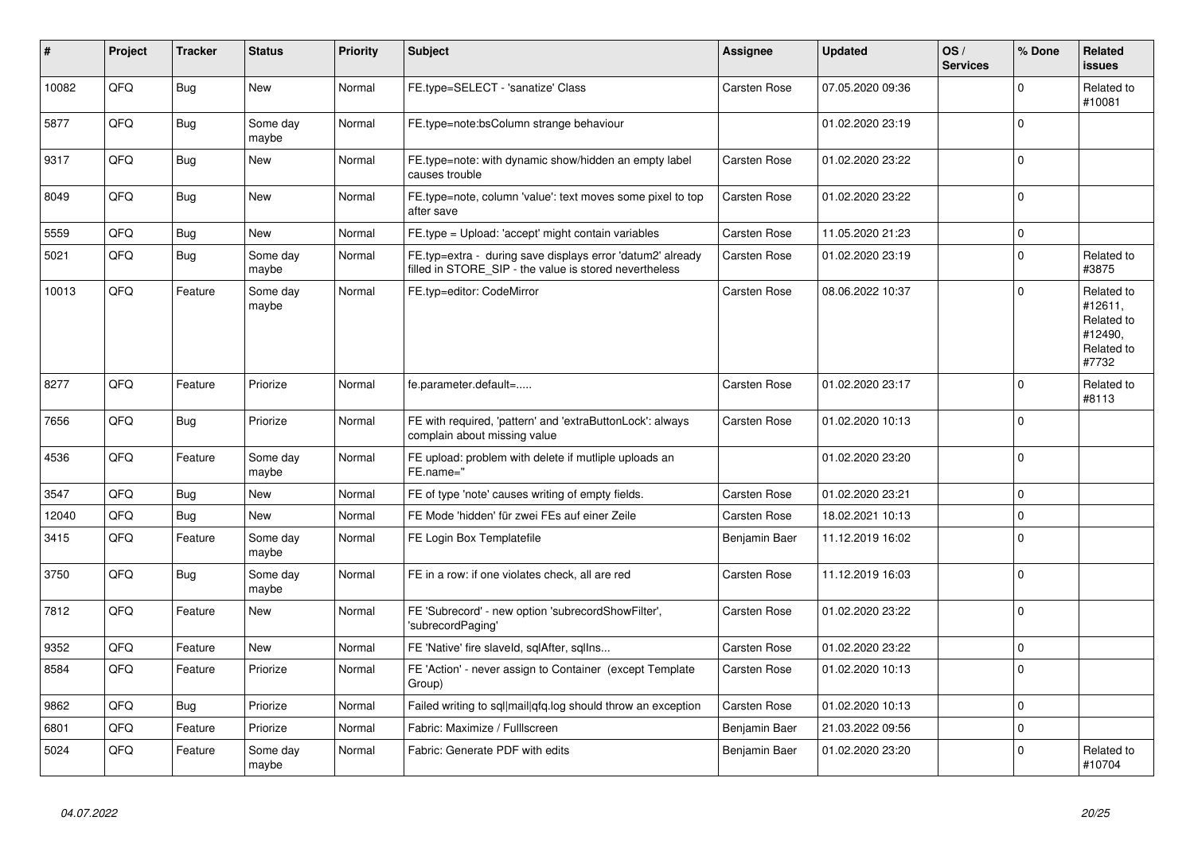| # | Project | Tracker | Status | Priority | Subject | Assignee | Updated | OS / Services | % Done | Related issues |
|---|---|---|---|---|---|---|---|---|---|---|
| 10082 | QFQ | Bug | New | Normal | FE.type=SELECT - 'sanatize' Class | Carsten Rose | 07.05.2020 09:36 | | 0 | Related to #10081 |
| 5877 | QFQ | Bug | Some day maybe | Normal | FE.type=note:bsColumn strange behaviour | | 01.02.2020 23:19 | | 0 | |
| 9317 | QFQ | Bug | New | Normal | FE.type=note: with dynamic show/hidden an empty label causes trouble | Carsten Rose | 01.02.2020 23:22 | | 0 | |
| 8049 | QFQ | Bug | New | Normal | FE.type=note, column 'value': text moves some pixel to top after save | Carsten Rose | 01.02.2020 23:22 | | 0 | |
| 5559 | QFQ | Bug | New | Normal | FE.type = Upload: 'accept' might contain variables | Carsten Rose | 11.05.2020 21:23 | | 0 | |
| 5021 | QFQ | Bug | Some day maybe | Normal | FE.typ=extra - during save displays error 'datum2' already filled in STORE_SIP - the value is stored nevertheless | Carsten Rose | 01.02.2020 23:19 | | 0 | Related to #3875 |
| 10013 | QFQ | Feature | Some day maybe | Normal | FE.typ=editor: CodeMirror | Carsten Rose | 08.06.2022 10:37 | | 0 | Related to #12611, Related to #12490, Related to #7732 |
| 8277 | QFQ | Feature | Priorize | Normal | fe.parameter.default=..... | Carsten Rose | 01.02.2020 23:17 | | 0 | Related to #8113 |
| 7656 | QFQ | Bug | Priorize | Normal | FE with required, 'pattern' and 'extraButtonLock': always complain about missing value | Carsten Rose | 01.02.2020 10:13 | | 0 | |
| 4536 | QFQ | Feature | Some day maybe | Normal | FE upload: problem with delete if mutliple uploads an FE.name='' | | 01.02.2020 23:20 | | 0 | |
| 3547 | QFQ | Bug | New | Normal | FE of type 'note' causes writing of empty fields. | Carsten Rose | 01.02.2020 23:21 | | 0 | |
| 12040 | QFQ | Bug | New | Normal | FE Mode 'hidden' für zwei FEs auf einer Zeile | Carsten Rose | 18.02.2021 10:13 | | 0 | |
| 3415 | QFQ | Feature | Some day maybe | Normal | FE Login Box Templatefile | Benjamin Baer | 11.12.2019 16:02 | | 0 | |
| 3750 | QFQ | Bug | Some day maybe | Normal | FE in a row: if one violates check, all are red | Carsten Rose | 11.12.2019 16:03 | | 0 | |
| 7812 | QFQ | Feature | New | Normal | FE 'Subrecord' - new option 'subrecordShowFilter', 'subrecordPaging' | Carsten Rose | 01.02.2020 23:22 | | 0 | |
| 9352 | QFQ | Feature | New | Normal | FE 'Native' fire slaveId, sqlAfter, sqlIns... | Carsten Rose | 01.02.2020 23:22 | | 0 | |
| 8584 | QFQ | Feature | Priorize | Normal | FE 'Action' - never assign to Container (except Template Group) | Carsten Rose | 01.02.2020 10:13 | | 0 | |
| 9862 | QFQ | Bug | Priorize | Normal | Failed writing to sql\|mail\|qfq.log should throw an exception | Carsten Rose | 01.02.2020 10:13 | | 0 | |
| 6801 | QFQ | Feature | Priorize | Normal | Fabric: Maximize / Fulllscreen | Benjamin Baer | 21.03.2022 09:56 | | 0 | |
| 5024 | QFQ | Feature | Some day maybe | Normal | Fabric: Generate PDF with edits | Benjamin Baer | 01.02.2020 23:20 | | 0 | Related to #10704 |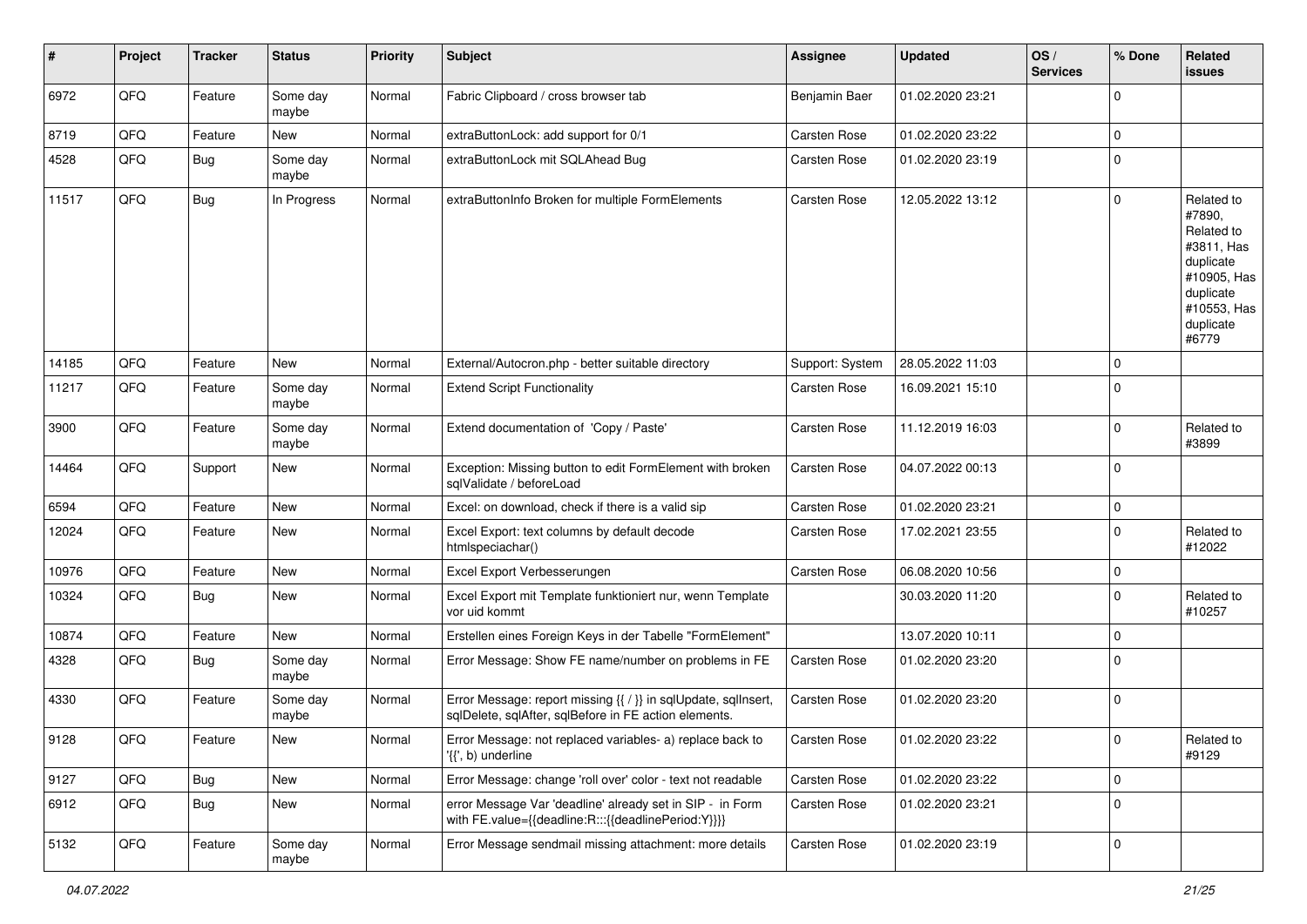| # | Project | Tracker | Status | Priority | Subject | Assignee | Updated | OS / Services | % Done | Related issues |
|---|---|---|---|---|---|---|---|---|---|---|
| 6972 | QFQ | Feature | Some day maybe | Normal | Fabric Clipboard / cross browser tab | Benjamin Baer | 01.02.2020 23:21 | | 0 | |
| 8719 | QFQ | Feature | New | Normal | extraButtonLock: add support for 0/1 | Carsten Rose | 01.02.2020 23:22 | | 0 | |
| 4528 | QFQ | Bug | Some day maybe | Normal | extraButtonLock mit SQLAhead Bug | Carsten Rose | 01.02.2020 23:19 | | 0 | |
| 11517 | QFQ | Bug | In Progress | Normal | extraButtonInfo Broken for multiple FormElements | Carsten Rose | 12.05.2022 13:12 | | 0 | Related to #7890, Related to #3811, Has duplicate #10905, Has duplicate #10553, Has duplicate #6779 |
| 14185 | QFQ | Feature | New | Normal | External/Autocron.php - better suitable directory | Support: System | 28.05.2022 11:03 | | 0 | |
| 11217 | QFQ | Feature | Some day maybe | Normal | Extend Script Functionality | Carsten Rose | 16.09.2021 15:10 | | 0 | |
| 3900 | QFQ | Feature | Some day maybe | Normal | Extend documentation of 'Copy / Paste' | Carsten Rose | 11.12.2019 16:03 | | 0 | Related to #3899 |
| 14464 | QFQ | Support | New | Normal | Exception: Missing button to edit FormElement with broken sqlValidate / beforeLoad | Carsten Rose | 04.07.2022 00:13 | | 0 | |
| 6594 | QFQ | Feature | New | Normal | Excel: on download, check if there is a valid sip | Carsten Rose | 01.02.2020 23:21 | | 0 | |
| 12024 | QFQ | Feature | New | Normal | Excel Export: text columns by default decode htmlspeciachar() | Carsten Rose | 17.02.2021 23:55 | | 0 | Related to #12022 |
| 10976 | QFQ | Feature | New | Normal | Excel Export Verbesserungen | Carsten Rose | 06.08.2020 10:56 | | 0 | |
| 10324 | QFQ | Bug | New | Normal | Excel Export mit Template funktioniert nur, wenn Template vor uid kommt | | 30.03.2020 11:20 | | 0 | Related to #10257 |
| 10874 | QFQ | Feature | New | Normal | Erstellen eines Foreign Keys in der Tabelle "FormElement" | | 13.07.2020 10:11 | | 0 | |
| 4328 | QFQ | Bug | Some day maybe | Normal | Error Message: Show FE name/number on problems in FE | Carsten Rose | 01.02.2020 23:20 | | 0 | |
| 4330 | QFQ | Feature | Some day maybe | Normal | Error Message: report missing {{ / }} in sqlUpdate, sqlInsert, sqlDelete, sqlAfter, sqlBefore in FE action elements. | Carsten Rose | 01.02.2020 23:20 | | 0 | |
| 9128 | QFQ | Feature | New | Normal | Error Message: not replaced variables- a) replace back to '{{', b) underline | Carsten Rose | 01.02.2020 23:22 | | 0 | Related to #9129 |
| 9127 | QFQ | Bug | New | Normal | Error Message: change 'roll over' color - text not readable | Carsten Rose | 01.02.2020 23:22 | | 0 | |
| 6912 | QFQ | Bug | New | Normal | error Message Var 'deadline' already set in SIP - in Form with FE.value={{deadline:R:::{{deadlinePeriod:Y}}}} | Carsten Rose | 01.02.2020 23:21 | | 0 | |
| 5132 | QFQ | Feature | Some day maybe | Normal | Error Message sendmail missing attachment: more details | Carsten Rose | 01.02.2020 23:19 | | 0 | |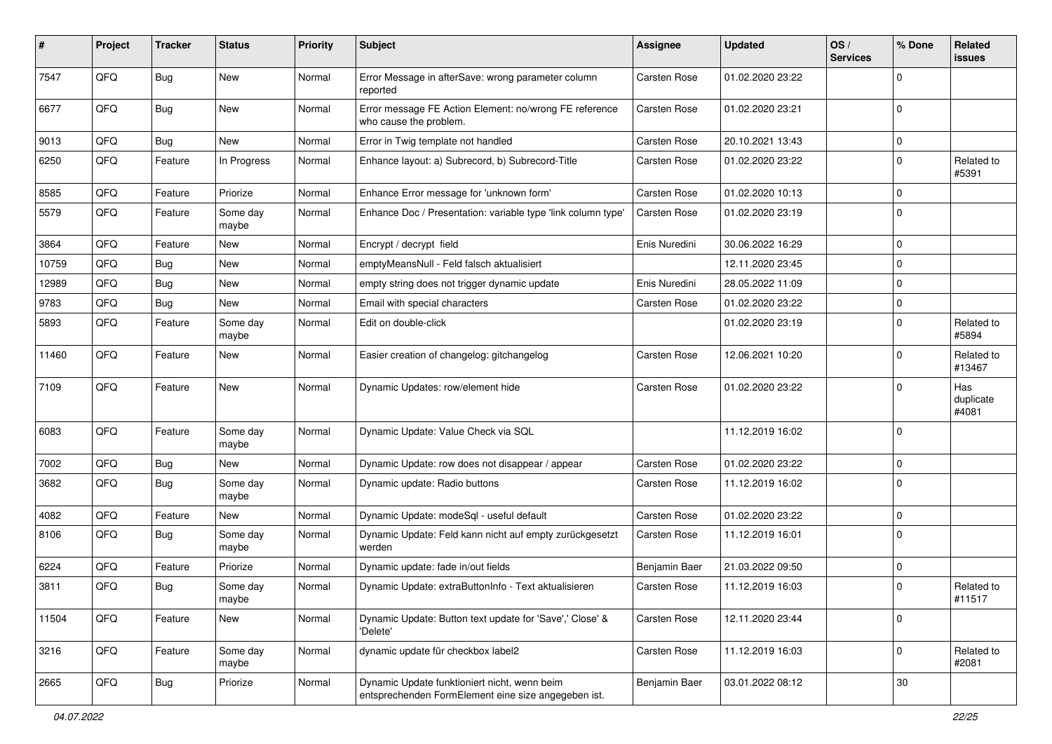| # | Project | Tracker | Status | Priority | Subject | Assignee | Updated | OS / Services | % Done | Related issues |
|---|---|---|---|---|---|---|---|---|---|---|
| 7547 | QFQ | Bug | New | Normal | Error Message in afterSave: wrong parameter column reported | Carsten Rose | 01.02.2020 23:22 | | 0 | |
| 6677 | QFQ | Bug | New | Normal | Error message FE Action Element: no/wrong FE reference who cause the problem. | Carsten Rose | 01.02.2020 23:21 | | 0 | |
| 9013 | QFQ | Bug | New | Normal | Error in Twig template not handled | Carsten Rose | 20.10.2021 13:43 | | 0 | |
| 6250 | QFQ | Feature | In Progress | Normal | Enhance layout: a) Subrecord, b) Subrecord-Title | Carsten Rose | 01.02.2020 23:22 | | 0 | Related to #5391 |
| 8585 | QFQ | Feature | Priorize | Normal | Enhance Error message for 'unknown form' | Carsten Rose | 01.02.2020 10:13 | | 0 | |
| 5579 | QFQ | Feature | Some day maybe | Normal | Enhance Doc / Presentation: variable type 'link column type' | Carsten Rose | 01.02.2020 23:19 | | 0 | |
| 3864 | QFQ | Feature | New | Normal | Encrypt / decrypt field | Enis Nuredini | 30.06.2022 16:29 | | 0 | |
| 10759 | QFQ | Bug | New | Normal | emptyMeansNull - Feld falsch aktualisiert | | 12.11.2020 23:45 | | 0 | |
| 12989 | QFQ | Bug | New | Normal | empty string does not trigger dynamic update | Enis Nuredini | 28.05.2022 11:09 | | 0 | |
| 9783 | QFQ | Bug | New | Normal | Email with special characters | Carsten Rose | 01.02.2020 23:22 | | 0 | |
| 5893 | QFQ | Feature | Some day maybe | Normal | Edit on double-click | | 01.02.2020 23:19 | | 0 | Related to #5894 |
| 11460 | QFQ | Feature | New | Normal | Easier creation of changelog: gitchangelog | Carsten Rose | 12.06.2021 10:20 | | 0 | Related to #13467 |
| 7109 | QFQ | Feature | New | Normal | Dynamic Updates: row/element hide | Carsten Rose | 01.02.2020 23:22 | | 0 | Has duplicate #4081 |
| 6083 | QFQ | Feature | Some day maybe | Normal | Dynamic Update: Value Check via SQL | | 11.12.2019 16:02 | | 0 | |
| 7002 | QFQ | Bug | New | Normal | Dynamic Update: row does not disappear / appear | Carsten Rose | 01.02.2020 23:22 | | 0 | |
| 3682 | QFQ | Bug | Some day maybe | Normal | Dynamic update: Radio buttons | Carsten Rose | 11.12.2019 16:02 | | 0 | |
| 4082 | QFQ | Feature | New | Normal | Dynamic Update: modeSql - useful default | Carsten Rose | 01.02.2020 23:22 | | 0 | |
| 8106 | QFQ | Bug | Some day maybe | Normal | Dynamic Update: Feld kann nicht auf empty zurückgesetzt werden | Carsten Rose | 11.12.2019 16:01 | | 0 | |
| 6224 | QFQ | Feature | Priorize | Normal | Dynamic update: fade in/out fields | Benjamin Baer | 21.03.2022 09:50 | | 0 | |
| 3811 | QFQ | Bug | Some day maybe | Normal | Dynamic Update: extraButtonInfo - Text aktualisieren | Carsten Rose | 11.12.2019 16:03 | | 0 | Related to #11517 |
| 11504 | QFQ | Feature | New | Normal | Dynamic Update: Button text update for 'Save',' Close' & 'Delete' | Carsten Rose | 12.11.2020 23:44 | | 0 | |
| 3216 | QFQ | Feature | Some day maybe | Normal | dynamic update für checkbox label2 | Carsten Rose | 11.12.2019 16:03 | | 0 | Related to #2081 |
| 2665 | QFQ | Bug | Priorize | Normal | Dynamic Update funktioniert nicht, wenn beim entsprechenden FormElement eine size angegeben ist. | Benjamin Baer | 03.01.2022 08:12 | | 30 | |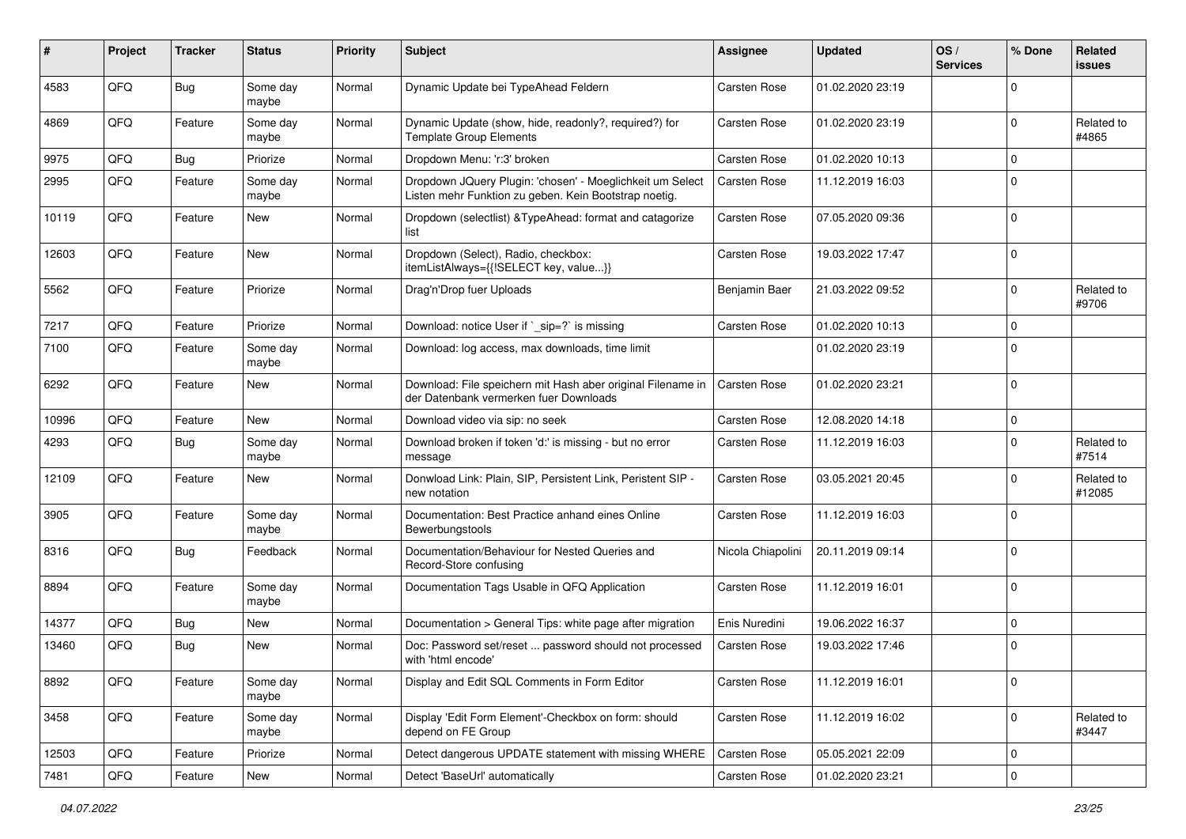| # | Project | Tracker | Status | Priority | Subject | Assignee | Updated | OS / Services | % Done | Related issues |
|---|---|---|---|---|---|---|---|---|---|---|
| 4583 | QFQ | Bug | Some day maybe | Normal | Dynamic Update bei TypeAhead Feldern | Carsten Rose | 01.02.2020 23:19 | | 0 | |
| 4869 | QFQ | Feature | Some day maybe | Normal | Dynamic Update (show, hide, readonly?, required?) for Template Group Elements | Carsten Rose | 01.02.2020 23:19 | | 0 | Related to #4865 |
| 9975 | QFQ | Bug | Priorize | Normal | Dropdown Menu: 'r:3' broken | Carsten Rose | 01.02.2020 10:13 | | 0 | |
| 2995 | QFQ | Feature | Some day maybe | Normal | Dropdown JQuery Plugin: 'chosen' - Moeglichkeit um Select Listen mehr Funktion zu geben. Kein Bootstrap noetig. | Carsten Rose | 11.12.2019 16:03 | | 0 | |
| 10119 | QFQ | Feature | New | Normal | Dropdown (selectlist) &TypeAhead: format and catagorize list | Carsten Rose | 07.05.2020 09:36 | | 0 | |
| 12603 | QFQ | Feature | New | Normal | Dropdown (Select), Radio, checkbox: itemListAlways={{!SELECT key, value...}} | Carsten Rose | 19.03.2022 17:47 | | 0 | |
| 5562 | QFQ | Feature | Priorize | Normal | Drag'n'Drop fuer Uploads | Benjamin Baer | 21.03.2022 09:52 | | 0 | Related to #9706 |
| 7217 | QFQ | Feature | Priorize | Normal | Download: notice User if `_sip=?` is missing | Carsten Rose | 01.02.2020 10:13 | | 0 | |
| 7100 | QFQ | Feature | Some day maybe | Normal | Download: log access, max downloads, time limit | | 01.02.2020 23:19 | | 0 | |
| 6292 | QFQ | Feature | New | Normal | Download: File speichern mit Hash aber original Filename in der Datenbank vermerken fuer Downloads | Carsten Rose | 01.02.2020 23:21 | | 0 | |
| 10996 | QFQ | Feature | New | Normal | Download video via sip: no seek | Carsten Rose | 12.08.2020 14:18 | | 0 | |
| 4293 | QFQ | Bug | Some day maybe | Normal | Download broken if token 'd:' is missing - but no error message | Carsten Rose | 11.12.2019 16:03 | | 0 | Related to #7514 |
| 12109 | QFQ | Feature | New | Normal | Donwload Link: Plain, SIP, Persistent Link, Peristent SIP - new notation | Carsten Rose | 03.05.2021 20:45 | | 0 | Related to #12085 |
| 3905 | QFQ | Feature | Some day maybe | Normal | Documentation: Best Practice anhand eines Online Bewerbungstools | Carsten Rose | 11.12.2019 16:03 | | 0 | |
| 8316 | QFQ | Bug | Feedback | Normal | Documentation/Behaviour for Nested Queries and Record-Store confusing | Nicola Chiapolini | 20.11.2019 09:14 | | 0 | |
| 8894 | QFQ | Feature | Some day maybe | Normal | Documentation Tags Usable in QFQ Application | Carsten Rose | 11.12.2019 16:01 | | 0 | |
| 14377 | QFQ | Bug | New | Normal | Documentation > General Tips: white page after migration | Enis Nuredini | 19.06.2022 16:37 | | 0 | |
| 13460 | QFQ | Bug | New | Normal | Doc: Password set/reset ... password should not processed with 'html encode' | Carsten Rose | 19.03.2022 17:46 | | 0 | |
| 8892 | QFQ | Feature | Some day maybe | Normal | Display and Edit SQL Comments in Form Editor | Carsten Rose | 11.12.2019 16:01 | | 0 | |
| 3458 | QFQ | Feature | Some day maybe | Normal | Display 'Edit Form Element'-Checkbox on form: should depend on FE Group | Carsten Rose | 11.12.2019 16:02 | | 0 | Related to #3447 |
| 12503 | QFQ | Feature | Priorize | Normal | Detect dangerous UPDATE statement with missing WHERE | Carsten Rose | 05.05.2021 22:09 | | 0 | |
| 7481 | QFQ | Feature | New | Normal | Detect 'BaseUrl' automatically | Carsten Rose | 01.02.2020 23:21 | | 0 | |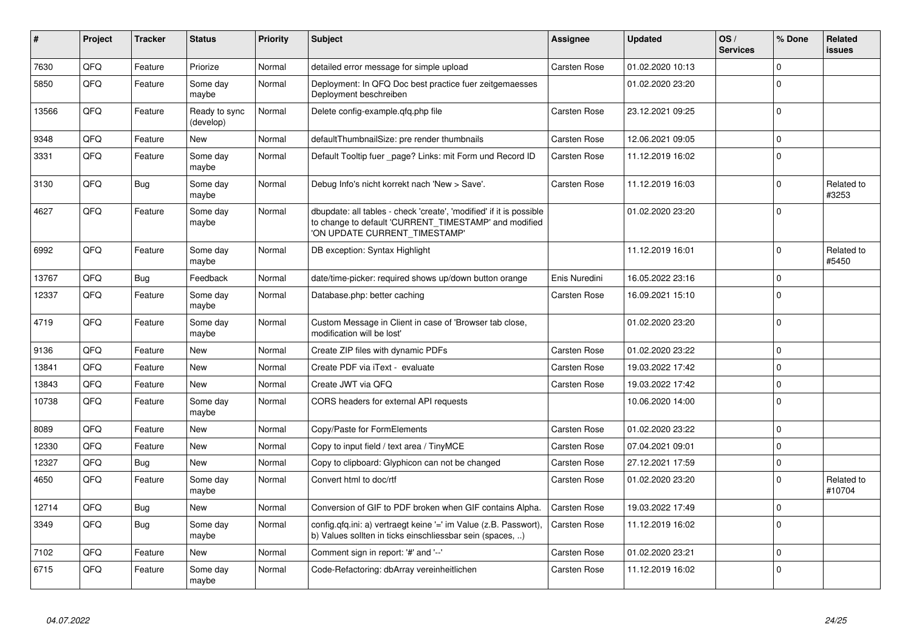| # | Project | Tracker | Status | Priority | Subject | Assignee | Updated | OS / Services | % Done | Related issues |
|---|---|---|---|---|---|---|---|---|---|---|
| 7630 | QFQ | Feature | Priorize | Normal | detailed error message for simple upload | Carsten Rose | 01.02.2020 10:13 | | 0 | |
| 5850 | QFQ | Feature | Some day maybe | Normal | Deployment: In QFQ Doc best practice fuer zeitgemaesses Deployment beschreiben | | 01.02.2020 23:20 | | 0 | |
| 13566 | QFQ | Feature | Ready to sync (develop) | Normal | Delete config-example.qfq.php file | Carsten Rose | 23.12.2021 09:25 | | 0 | |
| 9348 | QFQ | Feature | New | Normal | defaultThumbnailSize: pre render thumbnails | Carsten Rose | 12.06.2021 09:05 | | 0 | |
| 3331 | QFQ | Feature | Some day maybe | Normal | Default Tooltip fuer _page? Links: mit Form und Record ID | Carsten Rose | 11.12.2019 16:02 | | 0 | |
| 3130 | QFQ | Bug | Some day maybe | Normal | Debug Info's nicht korrekt nach 'New > Save'. | Carsten Rose | 11.12.2019 16:03 | | 0 | Related to #3253 |
| 4627 | QFQ | Feature | Some day maybe | Normal | dbupdate: all tables - check 'create', 'modified' if it is possible to change to default 'CURRENT_TIMESTAMP' and modified 'ON UPDATE CURRENT_TIMESTAMP' | | 01.02.2020 23:20 | | 0 | |
| 6992 | QFQ | Feature | Some day maybe | Normal | DB exception: Syntax Highlight | | 11.12.2019 16:01 | | 0 | Related to #5450 |
| 13767 | QFQ | Bug | Feedback | Normal | date/time-picker: required shows up/down button orange | Enis Nuredini | 16.05.2022 23:16 | | 0 | |
| 12337 | QFQ | Feature | Some day maybe | Normal | Database.php: better caching | Carsten Rose | 16.09.2021 15:10 | | 0 | |
| 4719 | QFQ | Feature | Some day maybe | Normal | Custom Message in Client in case of 'Browser tab close, modification will be lost' | | 01.02.2020 23:20 | | 0 | |
| 9136 | QFQ | Feature | New | Normal | Create ZIP files with dynamic PDFs | Carsten Rose | 01.02.2020 23:22 | | 0 | |
| 13841 | QFQ | Feature | New | Normal | Create PDF via iText - evaluate | Carsten Rose | 19.03.2022 17:42 | | 0 | |
| 13843 | QFQ | Feature | New | Normal | Create JWT via QFQ | Carsten Rose | 19.03.2022 17:42 | | 0 | |
| 10738 | QFQ | Feature | Some day maybe | Normal | CORS headers for external API requests | | 10.06.2020 14:00 | | 0 | |
| 8089 | QFQ | Feature | New | Normal | Copy/Paste for FormElements | Carsten Rose | 01.02.2020 23:22 | | 0 | |
| 12330 | QFQ | Feature | New | Normal | Copy to input field / text area / TinyMCE | Carsten Rose | 07.04.2021 09:01 | | 0 | |
| 12327 | QFQ | Bug | New | Normal | Copy to clipboard: Glyphicon can not be changed | Carsten Rose | 27.12.2021 17:59 | | 0 | |
| 4650 | QFQ | Feature | Some day maybe | Normal | Convert html to doc/rtf | Carsten Rose | 01.02.2020 23:20 | | 0 | Related to #10704 |
| 12714 | QFQ | Bug | New | Normal | Conversion of GIF to PDF broken when GIF contains Alpha. | Carsten Rose | 19.03.2022 17:49 | | 0 | |
| 3349 | QFQ | Bug | Some day maybe | Normal | config.qfq.ini: a) vertraegt keine '=' im Value (z.B. Passwort), b) Values sollten in ticks einschliessbar sein (spaces, ..) | Carsten Rose | 11.12.2019 16:02 | | 0 | |
| 7102 | QFQ | Feature | New | Normal | Comment sign in report: '#' and '--' | Carsten Rose | 01.02.2020 23:21 | | 0 | |
| 6715 | QFQ | Feature | Some day maybe | Normal | Code-Refactoring: dbArray vereinheitlichen | Carsten Rose | 11.12.2019 16:02 | | 0 | |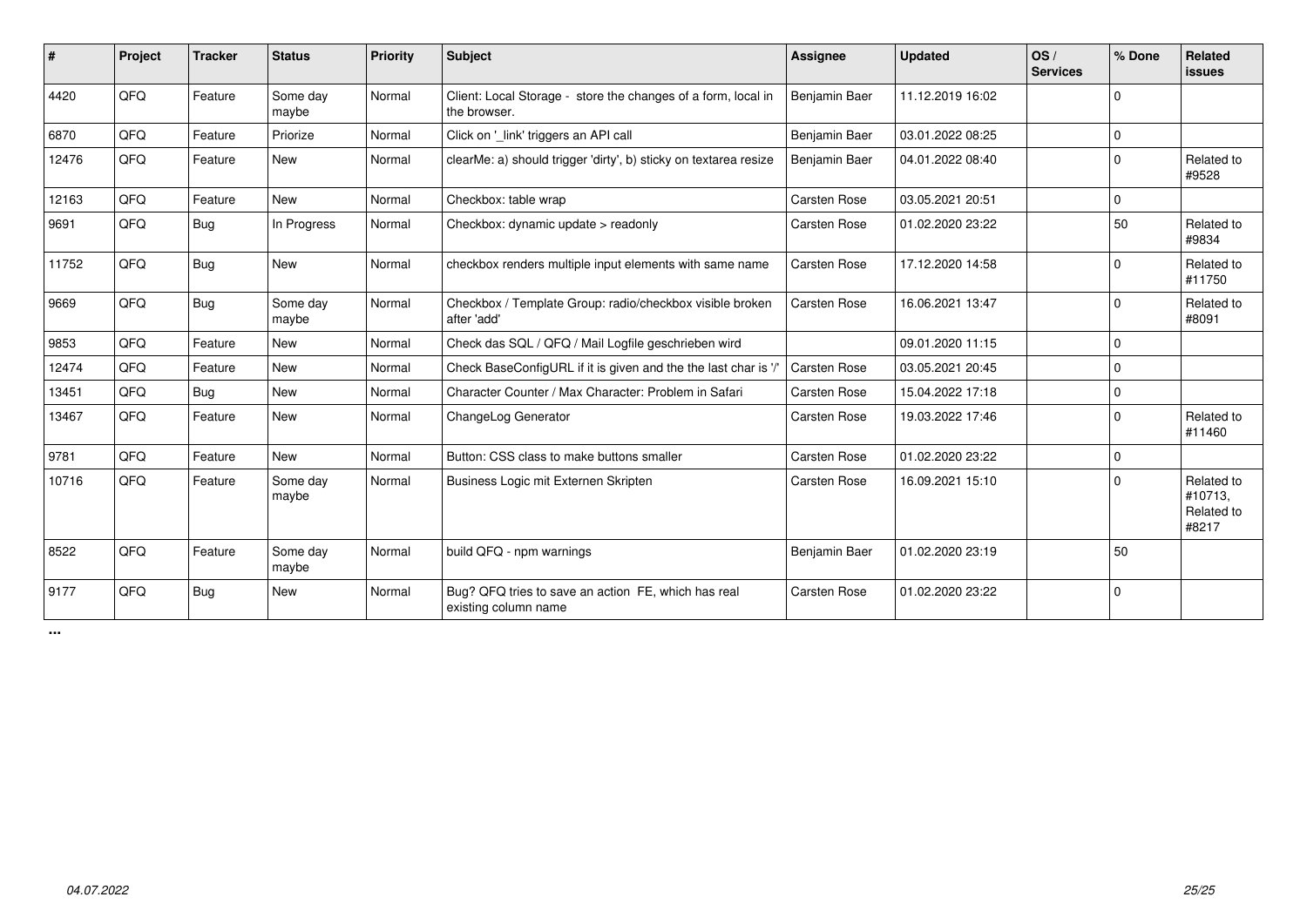| # | Project | Tracker | Status | Priority | Subject | Assignee | Updated | OS / Services | % Done | Related issues |
|---|---|---|---|---|---|---|---|---|---|---|
| 4420 | QFQ | Feature | Some day maybe | Normal | Client: Local Storage - store the changes of a form, local in the browser. | Benjamin Baer | 11.12.2019 16:02 | | 0 | |
| 6870 | QFQ | Feature | Priorize | Normal | Click on '_link' triggers an API call | Benjamin Baer | 03.01.2022 08:25 | | 0 | |
| 12476 | QFQ | Feature | New | Normal | clearMe: a) should trigger 'dirty', b) sticky on textarea resize | Benjamin Baer | 04.01.2022 08:40 | | 0 | Related to #9528 |
| 12163 | QFQ | Feature | New | Normal | Checkbox: table wrap | Carsten Rose | 03.05.2021 20:51 | | 0 | |
| 9691 | QFQ | Bug | In Progress | Normal | Checkbox: dynamic update > readonly | Carsten Rose | 01.02.2020 23:22 | | 50 | Related to #9834 |
| 11752 | QFQ | Bug | New | Normal | checkbox renders multiple input elements with same name | Carsten Rose | 17.12.2020 14:58 | | 0 | Related to #11750 |
| 9669 | QFQ | Bug | Some day maybe | Normal | Checkbox / Template Group: radio/checkbox visible broken after 'add' | Carsten Rose | 16.06.2021 13:47 | | 0 | Related to #8091 |
| 9853 | QFQ | Feature | New | Normal | Check das SQL / QFQ / Mail Logfile geschrieben wird | | 09.01.2020 11:15 | | 0 | |
| 12474 | QFQ | Feature | New | Normal | Check BaseConfigURL if it is given and the the last char is '/' | Carsten Rose | 03.05.2021 20:45 | | 0 | |
| 13451 | QFQ | Bug | New | Normal | Character Counter / Max Character: Problem in Safari | Carsten Rose | 15.04.2022 17:18 | | 0 | |
| 13467 | QFQ | Feature | New | Normal | ChangeLog Generator | Carsten Rose | 19.03.2022 17:46 | | 0 | Related to #11460 |
| 9781 | QFQ | Feature | New | Normal | Button: CSS class to make buttons smaller | Carsten Rose | 01.02.2020 23:22 | | 0 | |
| 10716 | QFQ | Feature | Some day maybe | Normal | Business Logic mit Externen Skripten | Carsten Rose | 16.09.2021 15:10 | | 0 | Related to #10713, Related to #8217 |
| 8522 | QFQ | Feature | Some day maybe | Normal | build QFQ - npm warnings | Benjamin Baer | 01.02.2020 23:19 | | 50 | |
| 9177 | QFQ | Bug | New | Normal | Bug? QFQ tries to save an action FE, which has real existing column name | Carsten Rose | 01.02.2020 23:22 | | 0 | |

...